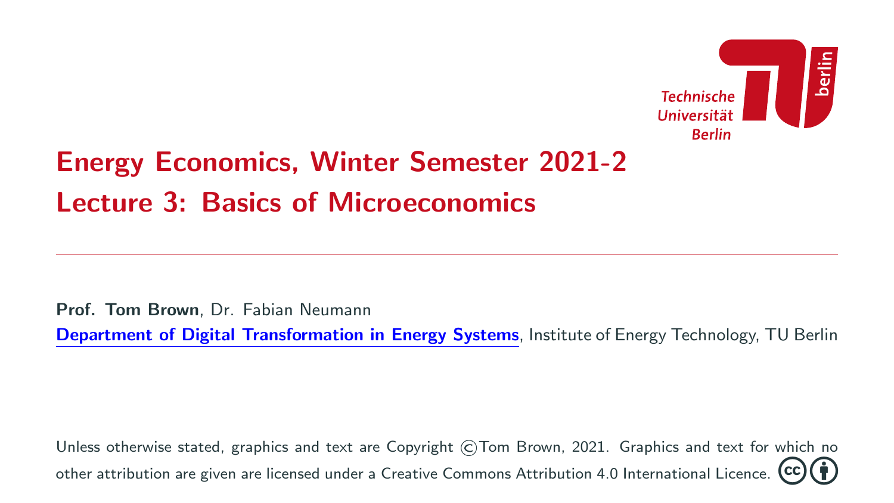# Energy Economics, Winter Semester 2021-2
# Lecture 3: Basics of Microeconomics

**Prof. Tom Brown**, Dr. Fabian Neumann

Department of Digital Transformation in Energy Systems, Institute of Energy Technology, TU Berlin

Unless otherwise stated, graphics and text are Copyright ©Tom Brown, 2021. Graphics and text for which no other attribution are given are licensed under a Creative Commons Attribution 4.0 International Licence.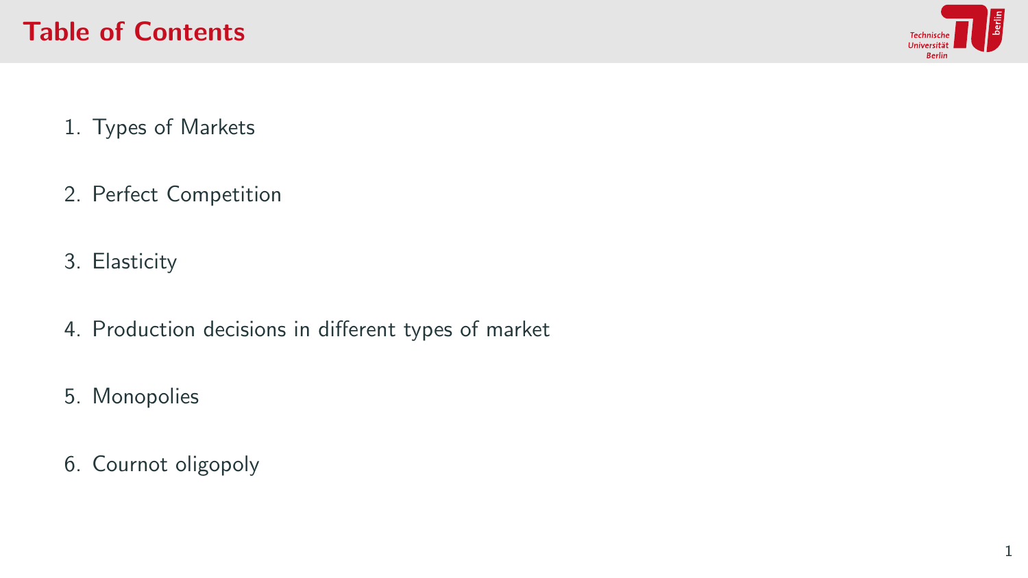# Table of Contents

1. Types of Markets
2. Perfect Competition
3. Elasticity
4. Production decisions in different types of market
5. Monopolies
6. Cournot oligopoly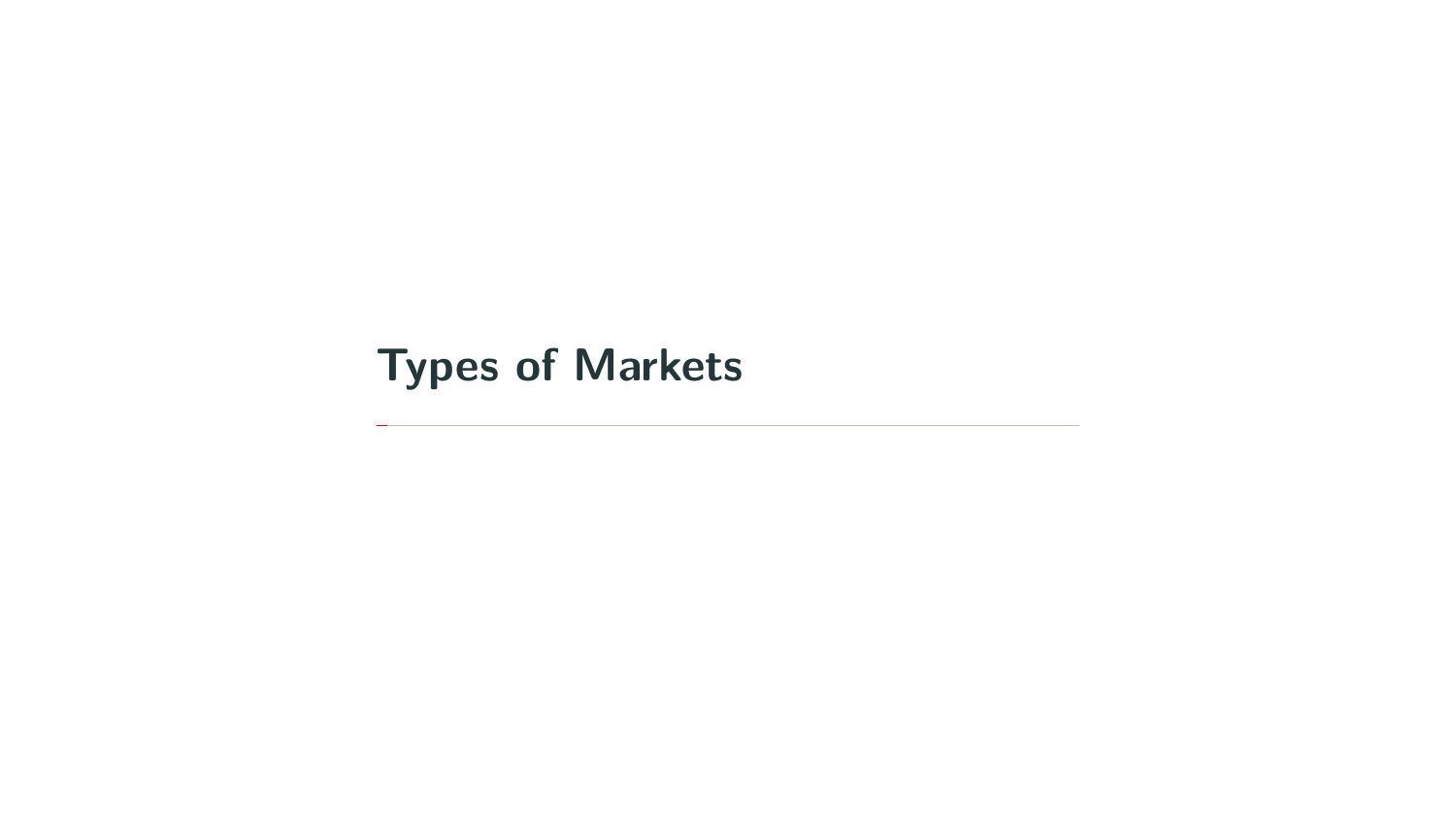# Types of Markets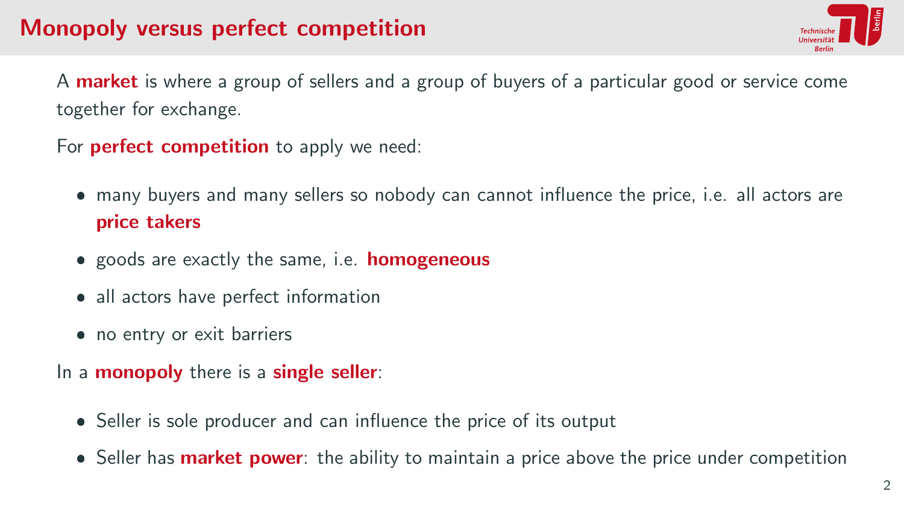# Monopoly versus perfect competition

A **market** is where a group of sellers and a group of buyers of a particular good or service come together for exchange.

For **perfect competition** to apply we need:

- many buyers and many sellers so nobody can cannot influence the price, i.e. all actors are **price takers**
- goods are exactly the same, i.e. **homogeneous**
- all actors have perfect information
- no entry or exit barriers

In a **monopoly** there is a **single seller**:

- Seller is sole producer and can influence the price of its output
- Seller has **market power**: the ability to maintain a price above the price under competition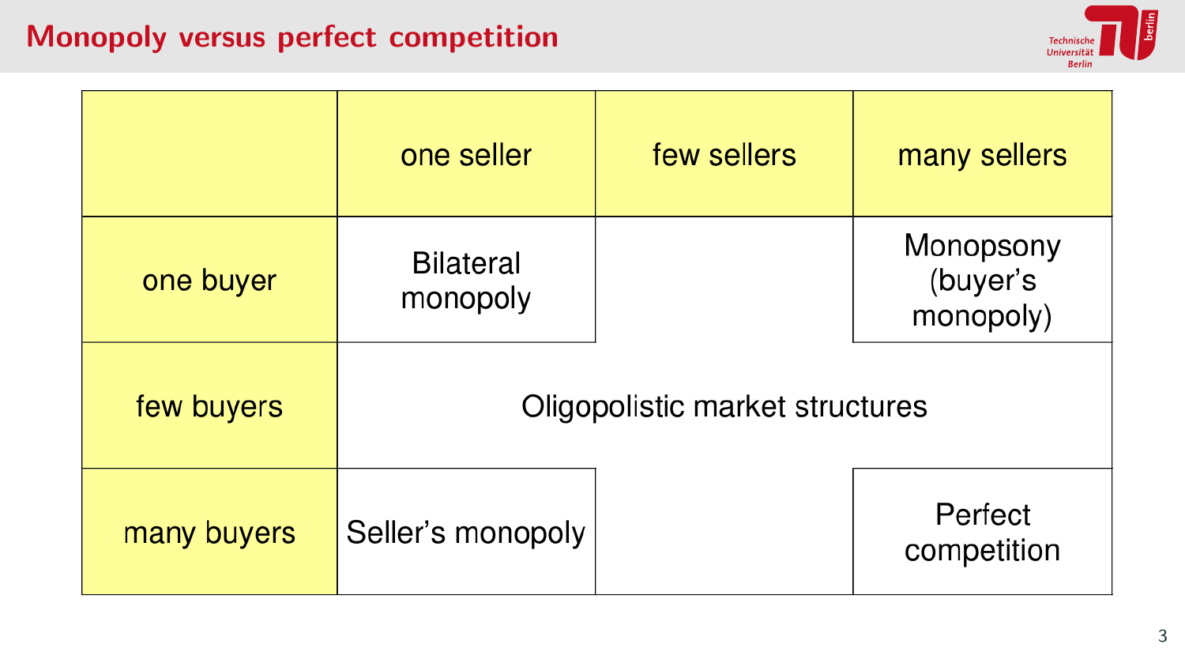# Monopoly versus perfect competition

| | one seller | few sellers | many sellers |
|---|---|---|---|
| one buyer | Bilateral monopoly | | Monopsony (buyer's monopoly) |
| few buyers | Oligopolistic market structures | | |
| many buyers | Seller's monopoly | | Perfect competition |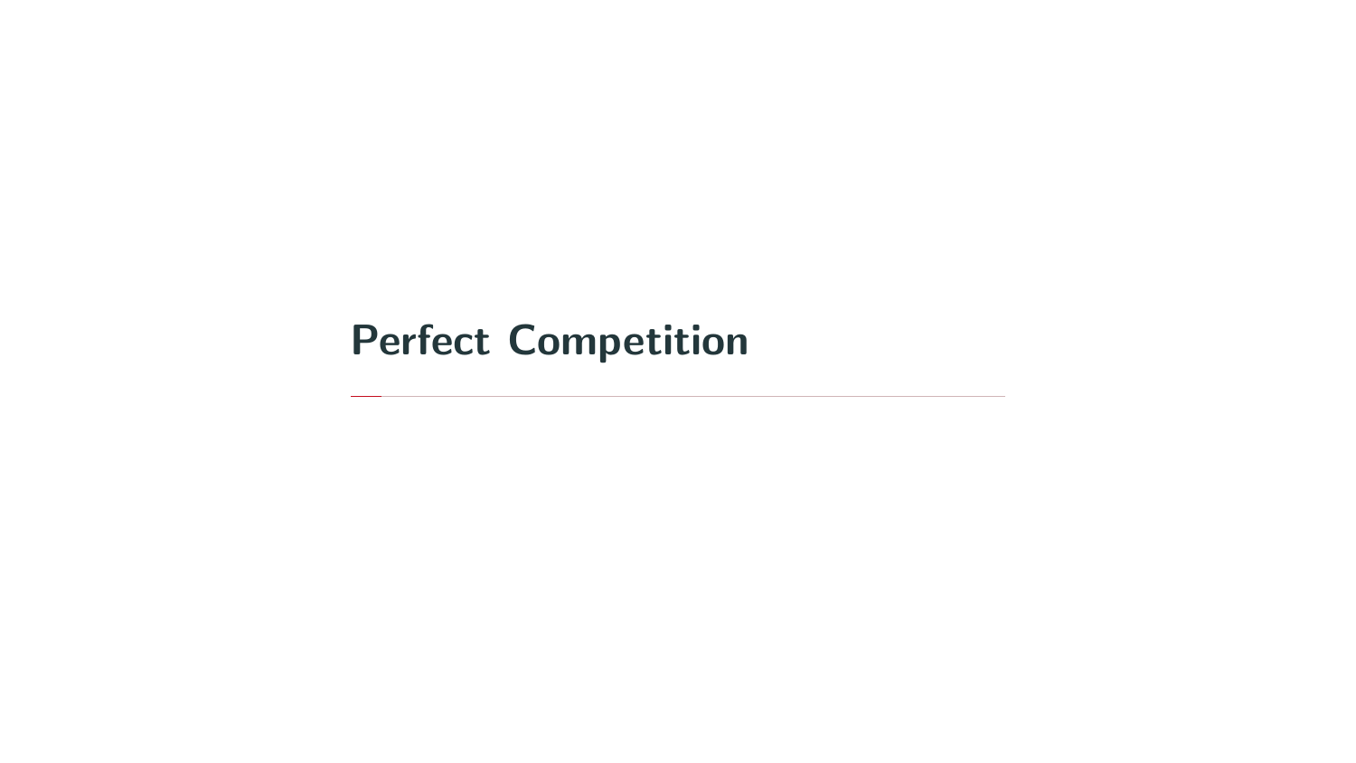# Perfect Competition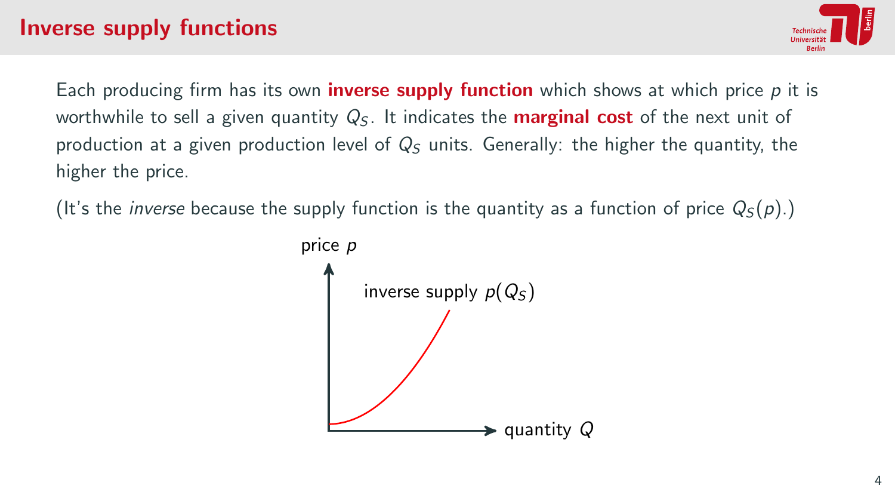# Inverse supply functions

Each producing firm has its own **inverse supply function** which shows at which price $p$ it is worthwhile to sell a given quantity $Q_S$. It indicates the **marginal cost** of the next unit of production at a given production level of $Q_S$ units. Generally: the higher the quantity, the higher the price.

(It's the *inverse* because the supply function is the quantity as a function of price $Q_S(p)$.)

price $p$

inverse supply $p(Q_S)$

quantity $Q$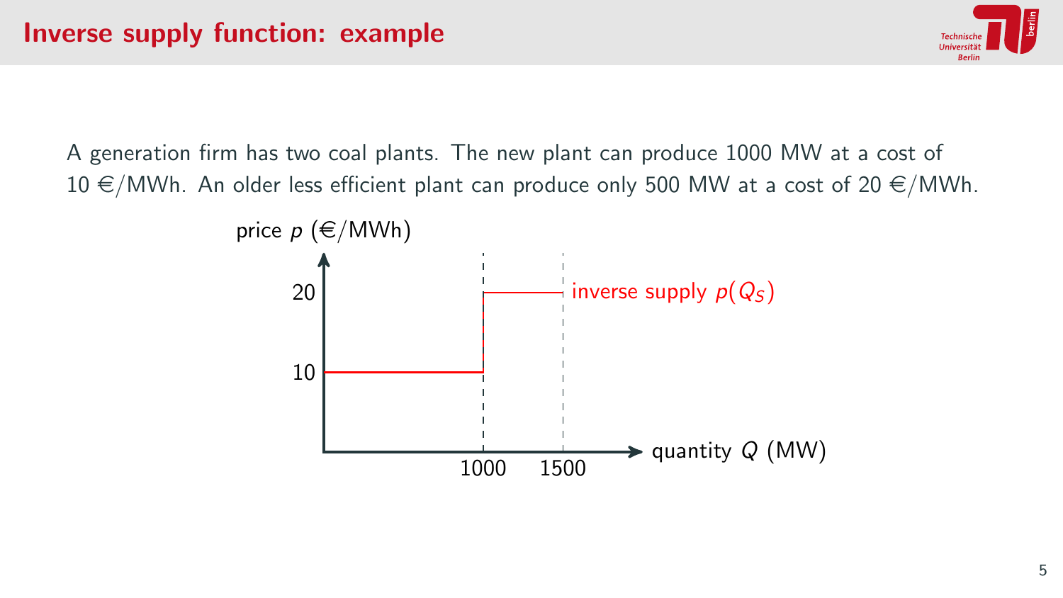# Inverse supply function: example

A generation firm has two coal plants. The new plant can produce 1000 MW at a cost of 10 €/MWh. An older less efficient plant can produce only 500 MW at a cost of 20 €/MWh.

price $p$ (€/MWh)

20

10

inverse supply $p(Q_S)$

1000 1500

quantity $Q$ (MW)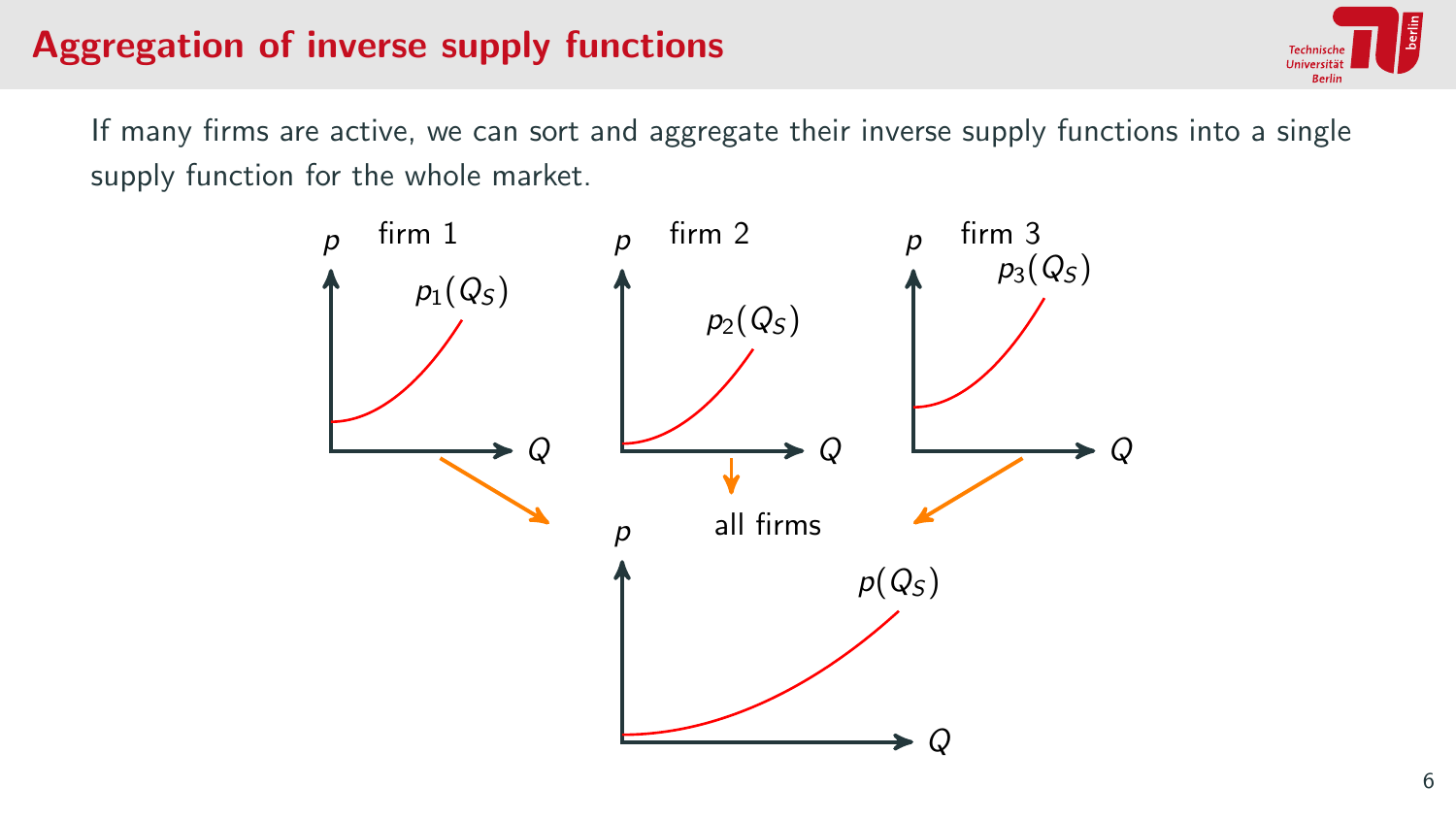# Aggregation of inverse supply functions

If many firms are active, we can sort and aggregate their inverse supply functions into a single supply function for the whole market.

firm 1: $p_1(Q_S)$

firm 2: $p_2(Q_S)$

firm 3: $p_3(Q_S)$

all firms: $p(Q_S)$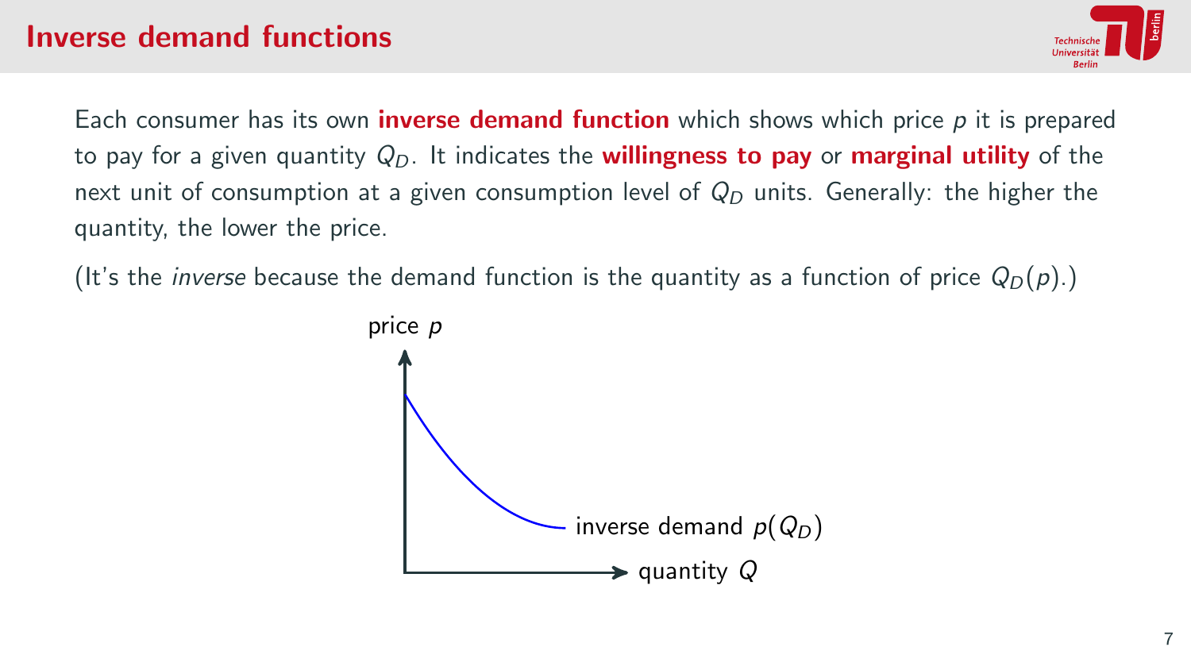# Inverse demand functions

Each consumer has its own **inverse demand function** which shows which price $p$ it is prepared to pay for a given quantity $Q_D$. It indicates the **willingness to pay** or **marginal utility** of the next unit of consumption at a given consumption level of $Q_D$ units. Generally: the higher the quantity, the lower the price.

(It's the *inverse* because the demand function is the quantity as a function of price $Q_D(p)$.)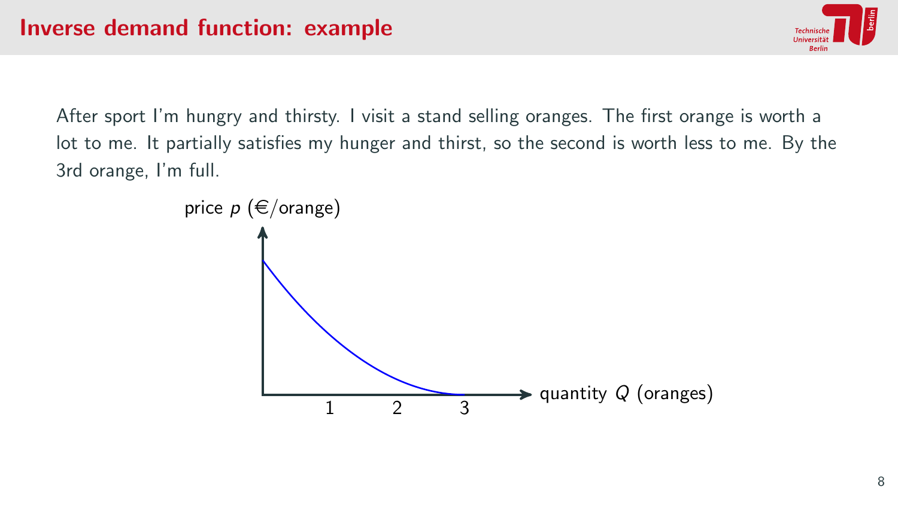# Inverse demand function: example

After sport I'm hungry and thirsty. I visit a stand selling oranges. The first orange is worth a lot to me. It partially satisfies my hunger and thirst, so the second is worth less to me. By the 3rd orange, I'm full.

price $p$ (€/orange)

quantity $Q$ (oranges)

1 2 3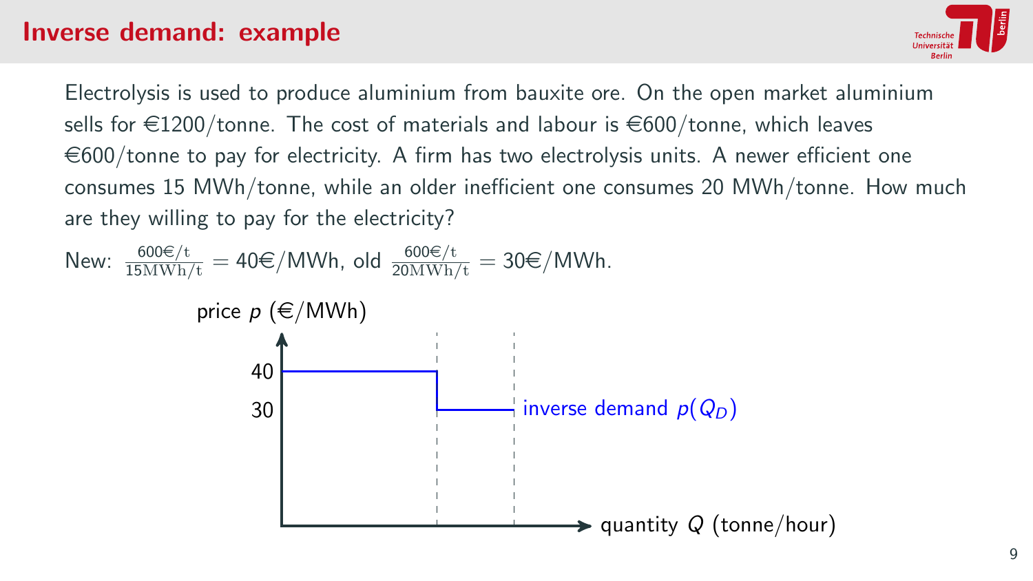# Inverse demand: example

Electrolysis is used to produce aluminium from bauxite ore. On the open market aluminium sells for €1200/tonne. The cost of materials and labour is €600/tonne, which leaves €600/tonne to pay for electricity. A firm has two electrolysis units. A newer efficient one consumes 15 MWh/tonne, while an older inefficient one consumes 20 MWh/tonne. How much are they willing to pay for the electricity?

New: $\frac{600\text{€/t}}{15\text{MWh/t}} = 40$€/MWh, old $\frac{600\text{€/t}}{20\text{MWh/t}} = 30$€/MWh.

price $p$ (€/MWh)

40

30

inverse demand $p(Q_D)$

quantity $Q$ (tonne/hour)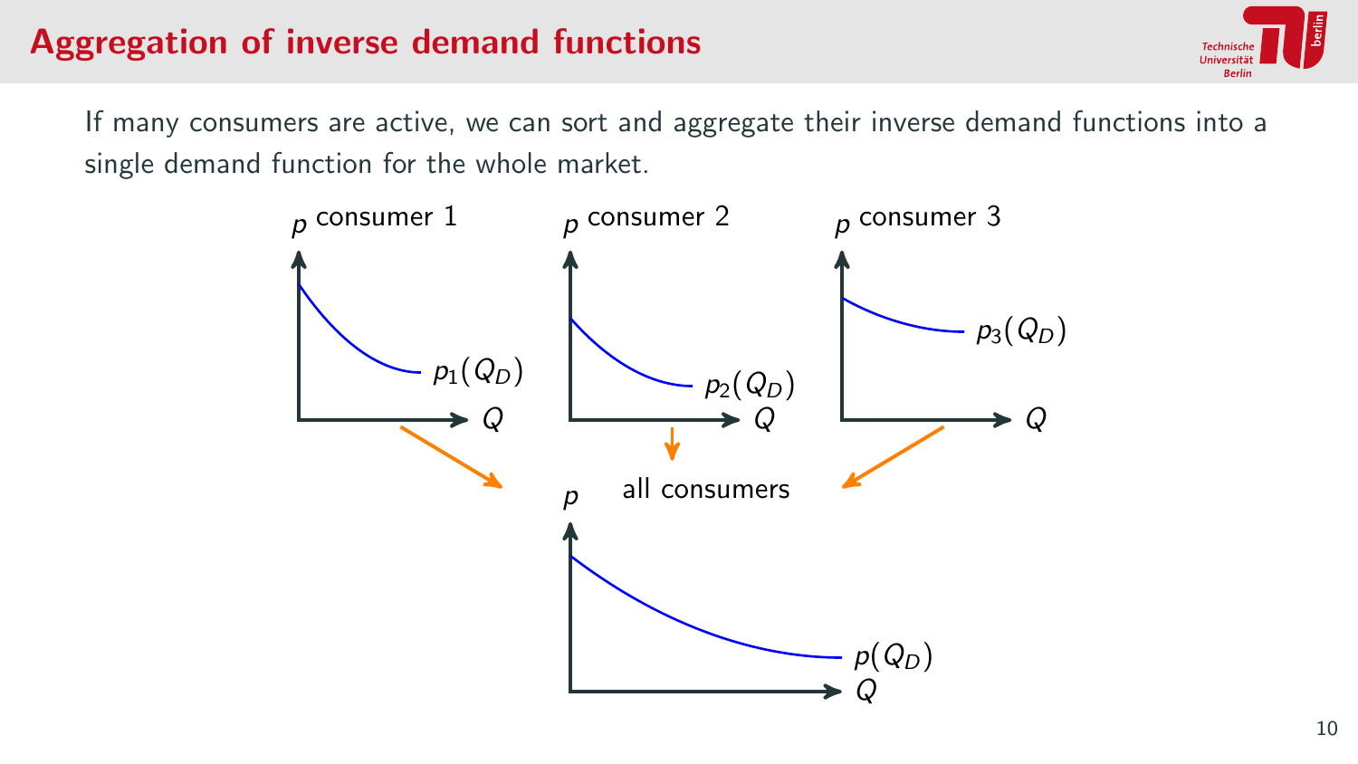# Aggregation of inverse demand functions

If many consumers are active, we can sort and aggregate their inverse demand functions into a single demand function for the whole market.

$p$ consumer 1 — $p_1(Q_D)$ — $Q$

$p$ consumer 2 — $p_2(Q_D)$ — $Q$

$p$ consumer 3 — $p_3(Q_D)$ — $Q$

$p$ all consumers — $p(Q_D)$ — $Q$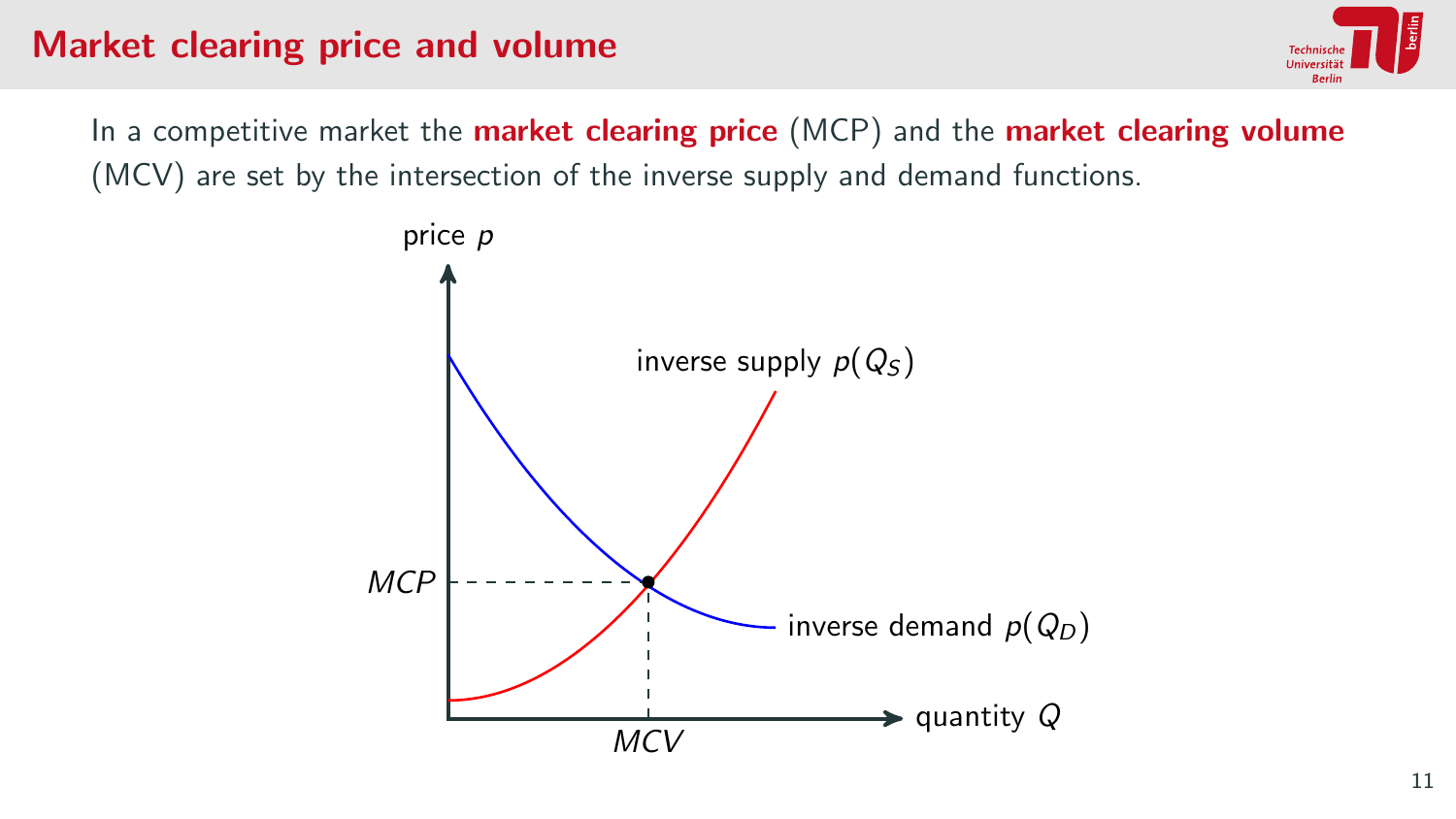# Market clearing price and volume

In a competitive market the **market clearing price** (MCP) and the **market clearing volume** (MCV) are set by the intersection of the inverse supply and demand functions.

price $p$

inverse supply $p(Q_S)$

$MCP$

inverse demand $p(Q_D)$

quantity $Q$

$MCV$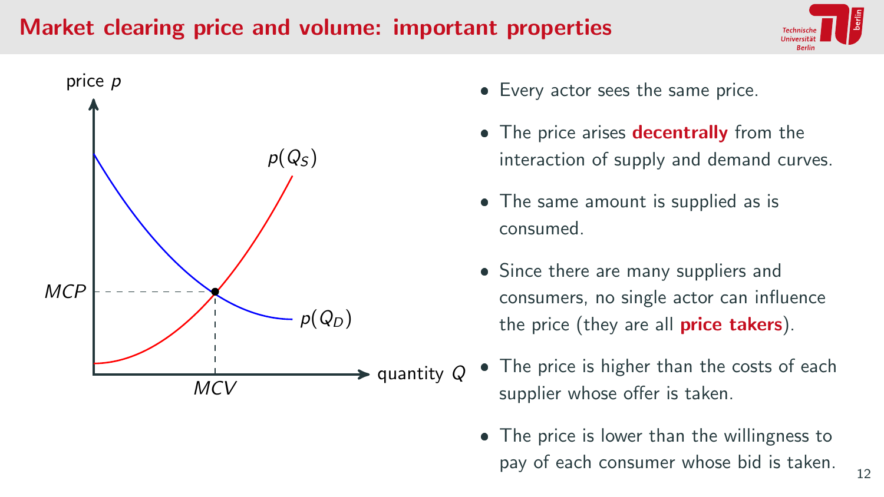# Market clearing price and volume: important properties

- Every actor sees the same price.
- The price arises **decentrally** from the interaction of supply and demand curves.
- The same amount is supplied as is consumed.
- Since there are many suppliers and consumers, no single actor can influence the price (they are all **price takers**).
- The price is higher than the costs of each supplier whose offer is taken.
- The price is lower than the willingness to pay of each consumer whose bid is taken.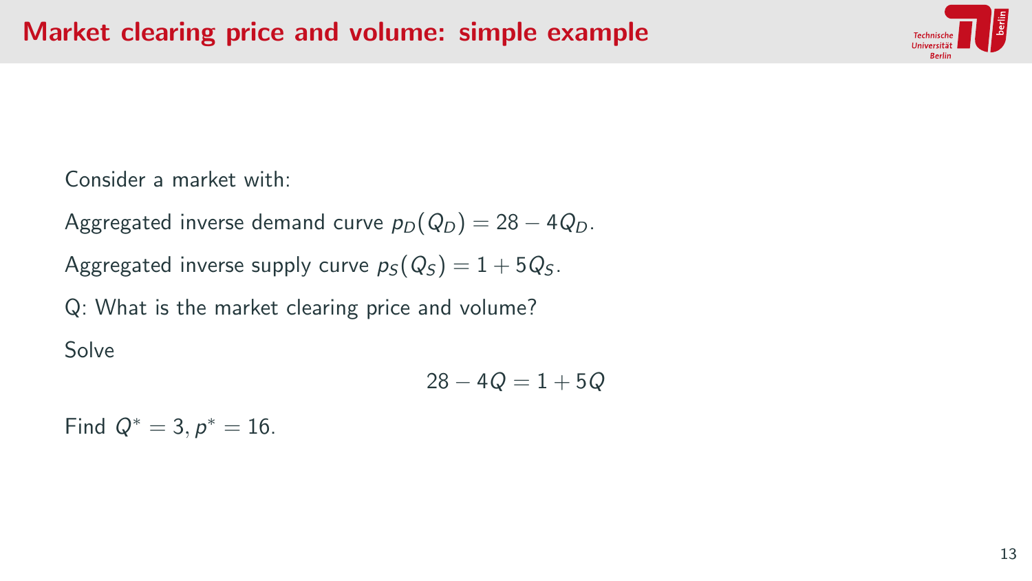# Market clearing price and volume: simple example

Consider a market with:

Aggregated inverse demand curve $p_D(Q_D) = 28 - 4Q_D$.

Aggregated inverse supply curve $p_S(Q_S) = 1 + 5Q_S$.

Q: What is the market clearing price and volume?

Solve

$$28 - 4Q = 1 + 5Q$$

Find $Q^* = 3$, $p^* = 16$.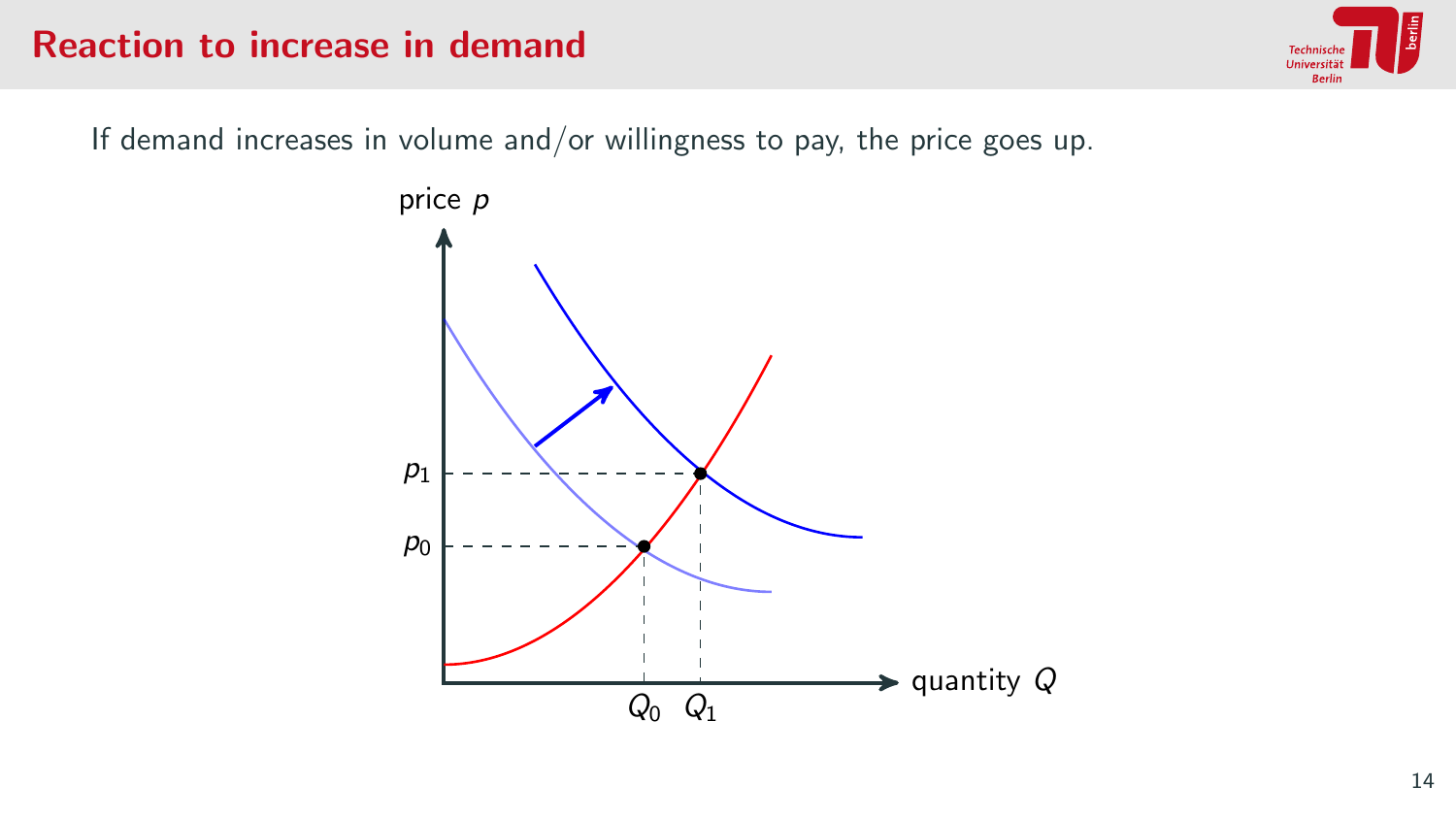# Reaction to increase in demand

If demand increases in volume and/or willingness to pay, the price goes up.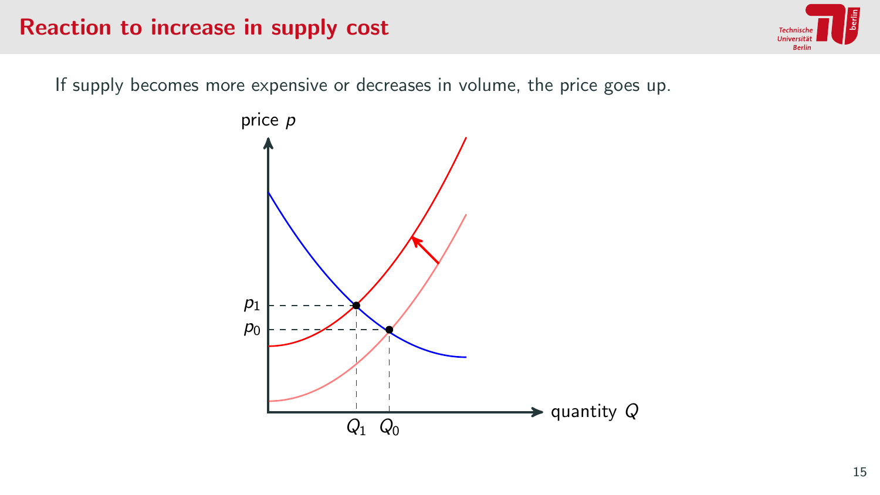# Reaction to increase in supply cost

If supply becomes more expensive or decreases in volume, the price goes up.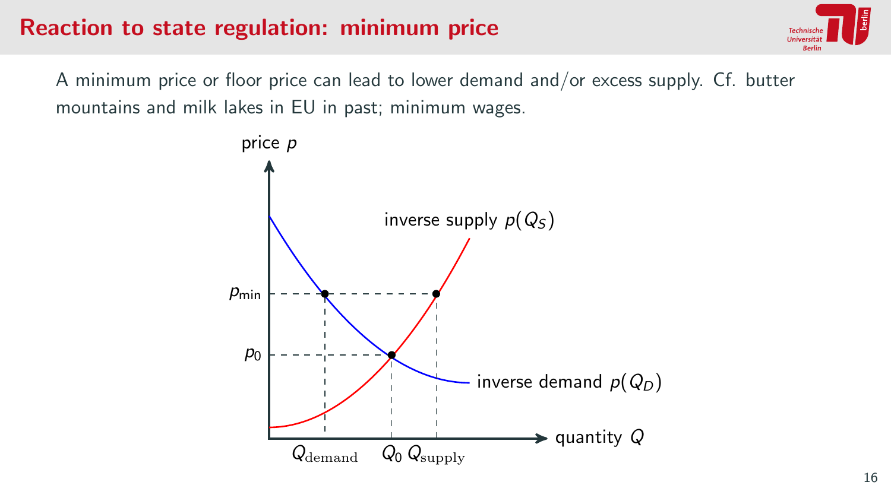# Reaction to state regulation: minimum price

A minimum price or floor price can lead to lower demand and/or excess supply. Cf. butter mountains and milk lakes in EU in past; minimum wages.

price $p$

inverse supply $p(Q_S)$

$p_{\min}$

$p_0$

inverse demand $p(Q_D)$

quantity $Q$

$Q_{\text{demand}}$ $Q_0$ $Q_{\text{supply}}$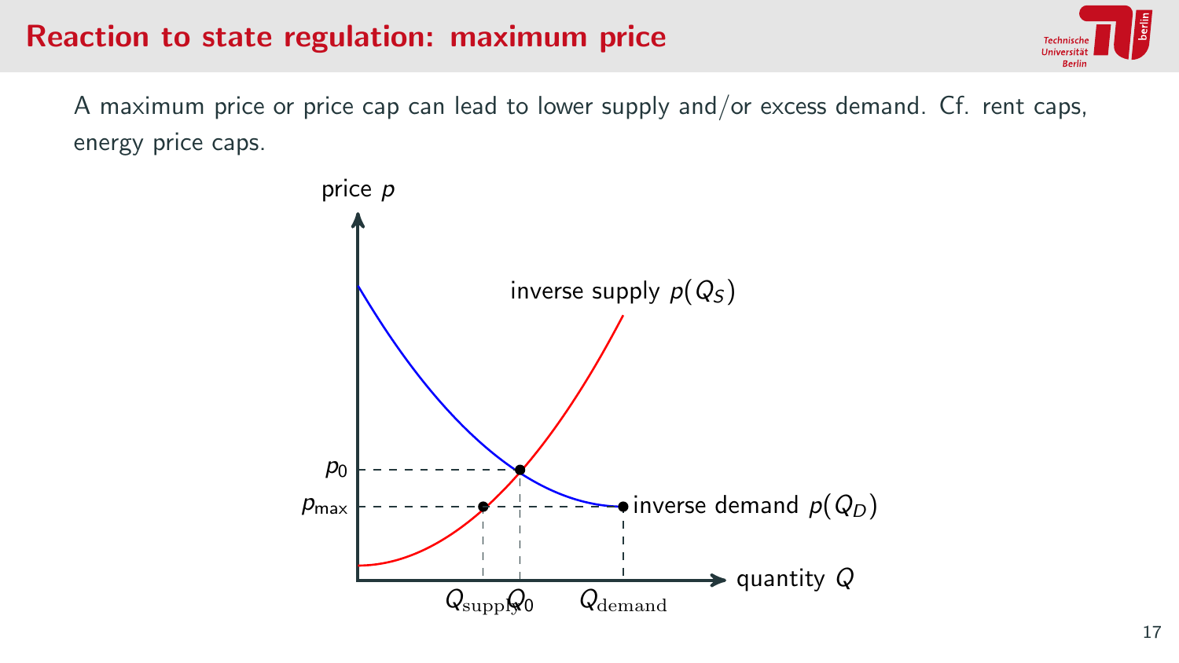# Reaction to state regulation: maximum price

A maximum price or price cap can lead to lower supply and/or excess demand. Cf. rent caps, energy price caps.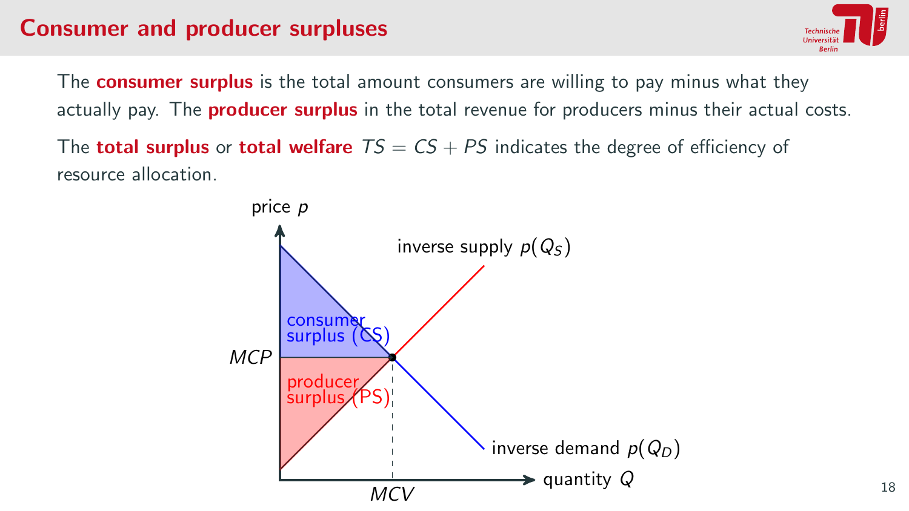# Consumer and producer surpluses

The **consumer surplus** is the total amount consumers are willing to pay minus what they actually pay. The **producer surplus** in the total revenue for producers minus their actual costs.

The **total surplus** or **total welfare** $TS = CS + PS$ indicates the degree of efficiency of resource allocation.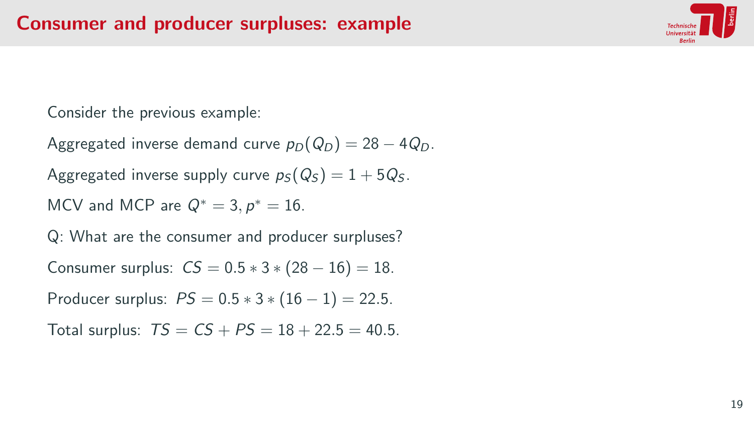# Consumer and producer surpluses: example

Consider the previous example:

Aggregated inverse demand curve $p_D(Q_D) = 28 - 4Q_D$.

Aggregated inverse supply curve $p_S(Q_S) = 1 + 5Q_S$.

MCV and MCP are $Q^* = 3, p^* = 16$.

Q: What are the consumer and producer surpluses?

Consumer surplus: $CS = 0.5 * 3 * (28 - 16) = 18$.

Producer surplus: $PS = 0.5 * 3 * (16 - 1) = 22.5$.

Total surplus: $TS = CS + PS = 18 + 22.5 = 40.5$.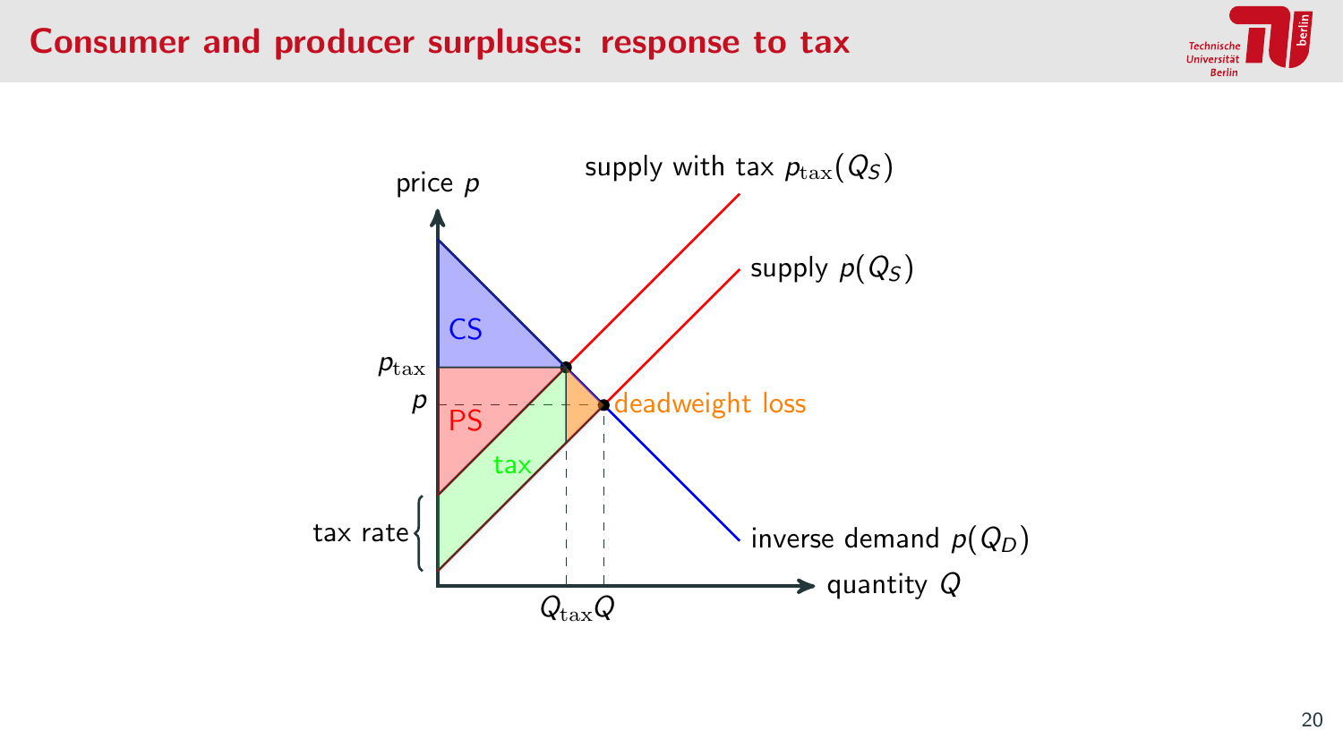# Consumer and producer surpluses: response to tax

price $p$

supply with tax $p_{\text{tax}}(Q_S)$

supply $p(Q_S)$

CS

$p_{\text{tax}}$

$p$

PS

deadweight loss

tax

tax rate

inverse demand $p(Q_D)$

quantity $Q$

$Q_{\text{tax}}$ $Q$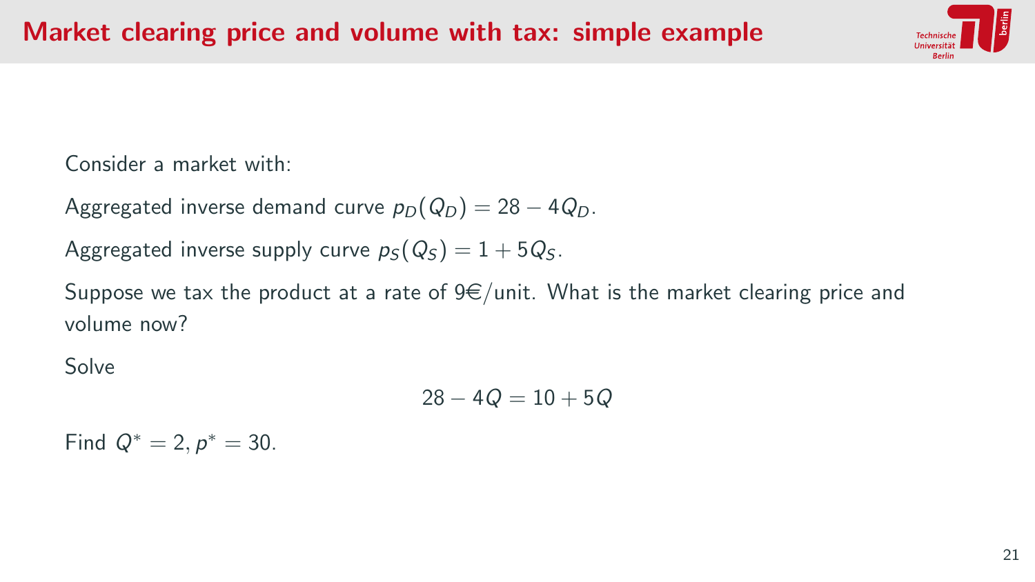# Market clearing price and volume with tax: simple example

Consider a market with:

Aggregated inverse demand curve $p_D(Q_D) = 28 - 4Q_D$.

Aggregated inverse supply curve $p_S(Q_S) = 1 + 5Q_S$.

Suppose we tax the product at a rate of 9€/unit. What is the market clearing price and volume now?

Solve

$$28 - 4Q = 10 + 5Q$$

Find $Q^* = 2, p^* = 30$.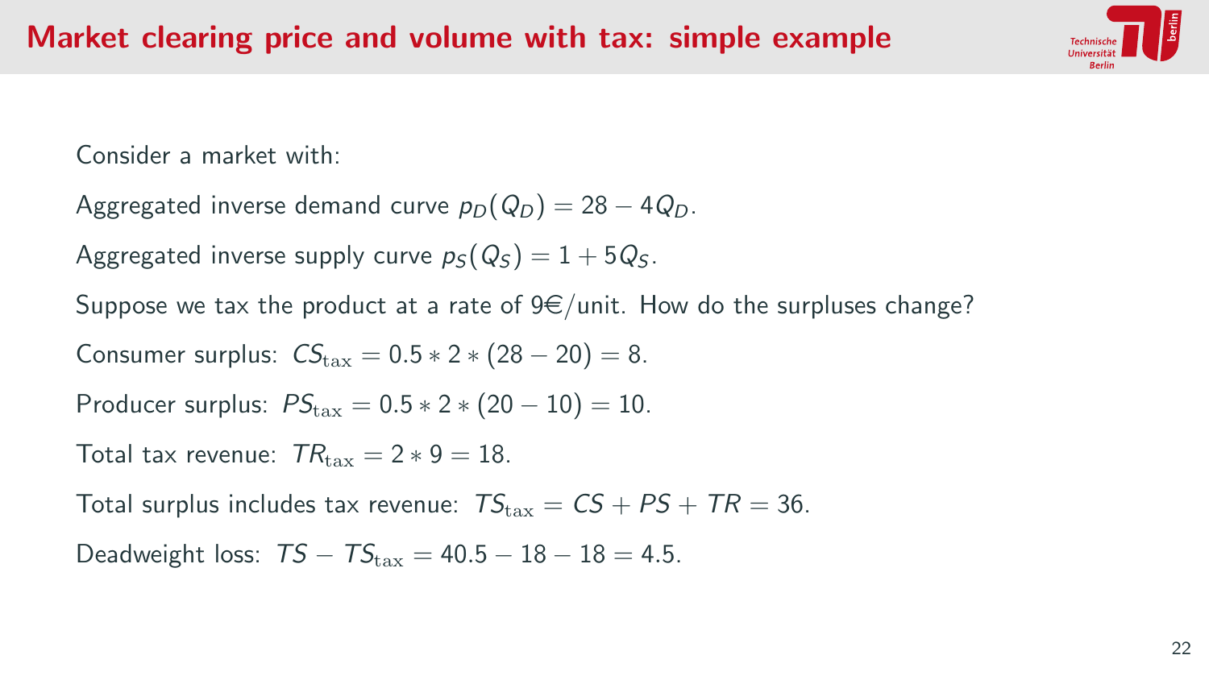# Market clearing price and volume with tax: simple example

Consider a market with:

Aggregated inverse demand curve $p_D(Q_D) = 28 - 4Q_D$.

Aggregated inverse supply curve $p_S(Q_S) = 1 + 5Q_S$.

Suppose we tax the product at a rate of 9€/unit. How do the surpluses change?

Consumer surplus: $CS_{\text{tax}} = 0.5 * 2 * (28 - 20) = 8$.

Producer surplus: $PS_{\text{tax}} = 0.5 * 2 * (20 - 10) = 10$.

Total tax revenue: $TR_{\text{tax}} = 2 * 9 = 18$.

Total surplus includes tax revenue: $TS_{\text{tax}} = CS + PS + TR = 36$.

Deadweight loss: $TS - TS_{\text{tax}} = 40.5 - 18 - 18 = 4.5$.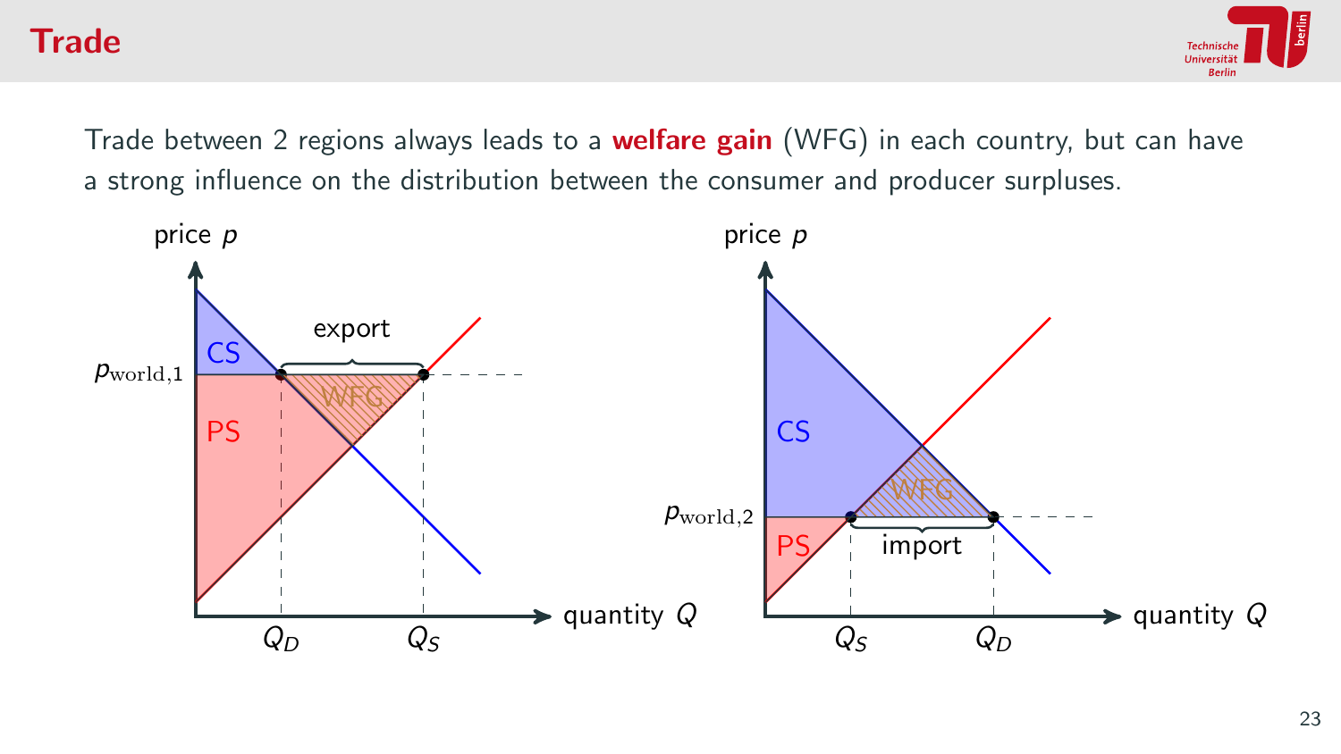# Trade

Trade between 2 regions always leads to a **welfare gain** (WFG) in each country, but can have a strong influence on the distribution between the consumer and producer surpluses.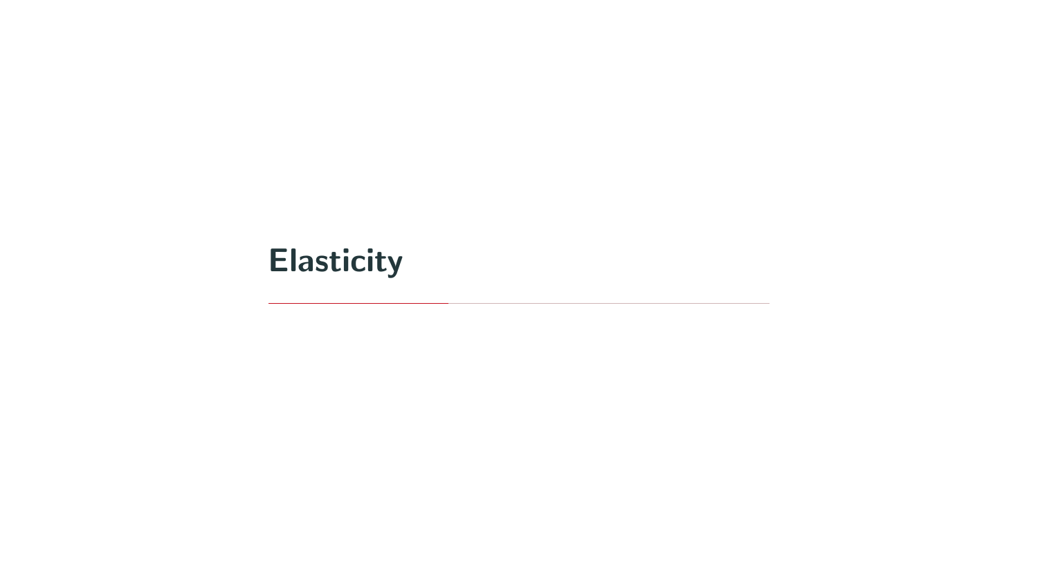# Elasticity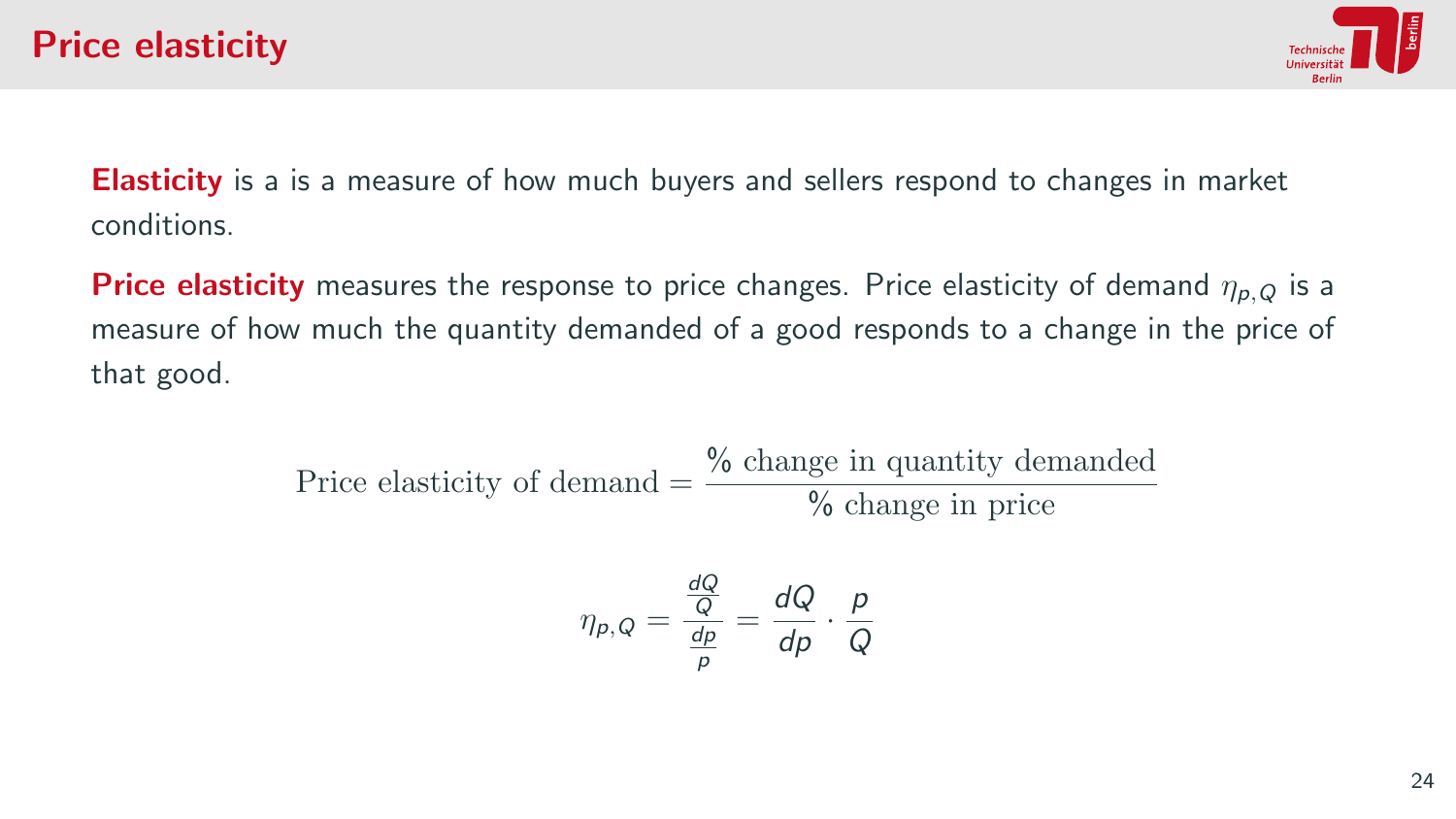# Price elasticity

**Elasticity** is a is a measure of how much buyers and sellers respond to changes in market conditions.

**Price elasticity** measures the response to price changes. Price elasticity of demand $\eta_{p,Q}$ is a measure of how much the quantity demanded of a good responds to a change in the price of that good.

$$\text{Price elasticity of demand} = \frac{\%\text{ change in quantity demanded}}{\%\text{ change in price}}$$

$$\eta_{p,Q} = \frac{\frac{dQ}{Q}}{\frac{dp}{p}} = \frac{dQ}{dp} \cdot \frac{p}{Q}$$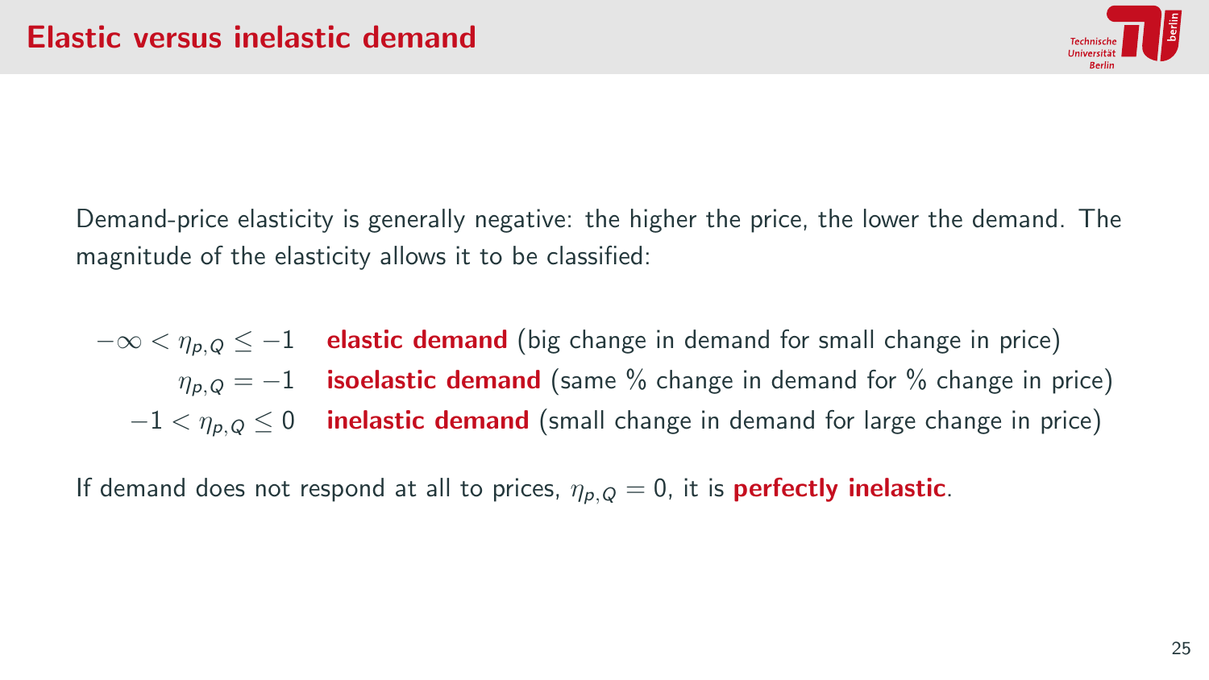# Elastic versus inelastic demand

Demand-price elasticity is generally negative: the higher the price, the lower the demand. The magnitude of the elasticity allows it to be classified:

| | |
|---|---|
| $-\infty < \eta_{p,Q} \leq -1$ | **elastic demand** (big change in demand for small change in price) |
| $\eta_{p,Q} = -1$ | **isoelastic demand** (same % change in demand for % change in price) |
| $-1 < \eta_{p,Q} \leq 0$ | **inelastic demand** (small change in demand for large change in price) |

If demand does not respond at all to prices, $\eta_{p,Q} = 0$, it is **perfectly inelastic**.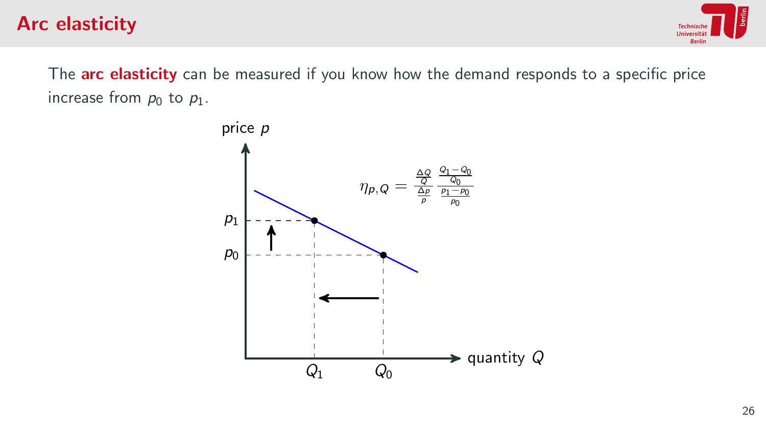# Arc elasticity

The **arc elasticity** can be measured if you know how the demand responds to a specific price increase from $p_0$ to $p_1$.

$$\eta_{p,Q} = \frac{\frac{\Delta Q}{Q}}{\frac{\Delta p}{p}} \frac{\frac{Q_1 - Q_0}{Q_0}}{\frac{p_1 - p_0}{p_0}}$$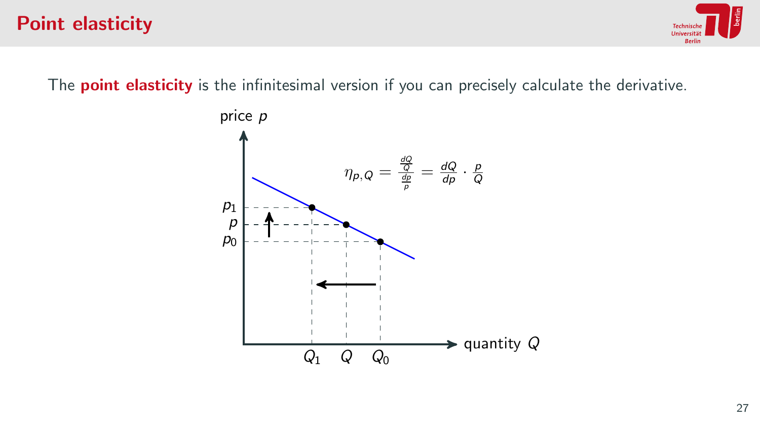# Point elasticity

The **point elasticity** is the infinitesimal version if you can precisely calculate the derivative.

$$\eta_{p,Q} = \frac{\frac{dQ}{Q}}{\frac{dp}{p}} = \frac{dQ}{dp} \cdot \frac{p}{Q}$$

price $p$

$p_1$

$p$

$p_0$

quantity $Q$

$Q_1$ $Q$ $Q_0$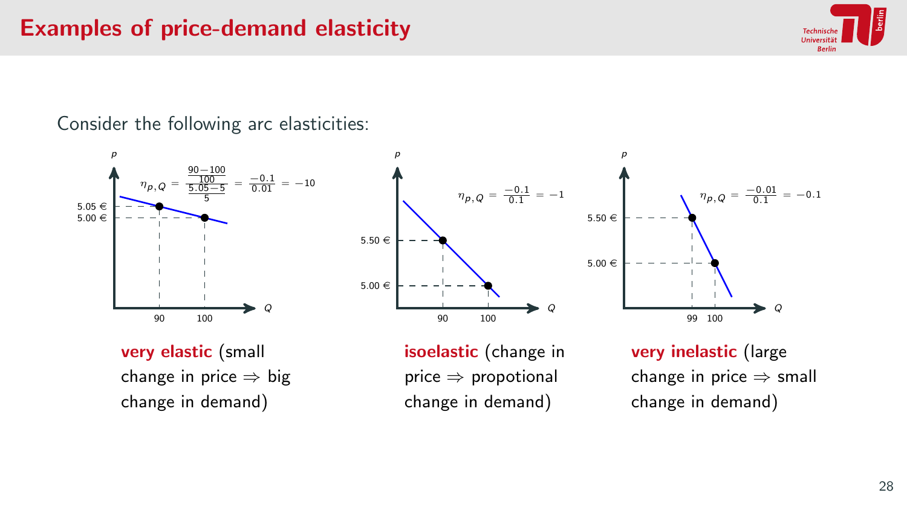# Examples of price-demand elasticity

Consider the following arc elasticities:

$$\eta_{p,Q} = \frac{\frac{90-100}{100}}{\frac{5.05-5}{5}} = \frac{-0.1}{0.01} = -10$$

**very elastic** (small change in price ⇒ big change in demand)

$$\eta_{p,Q} = \frac{-0.1}{0.1} = -1$$

**isoelastic** (change in price ⇒ propotional change in demand)

$$\eta_{p,Q} = \frac{-0.01}{0.1} = -0.1$$

**very inelastic** (large change in price ⇒ small change in demand)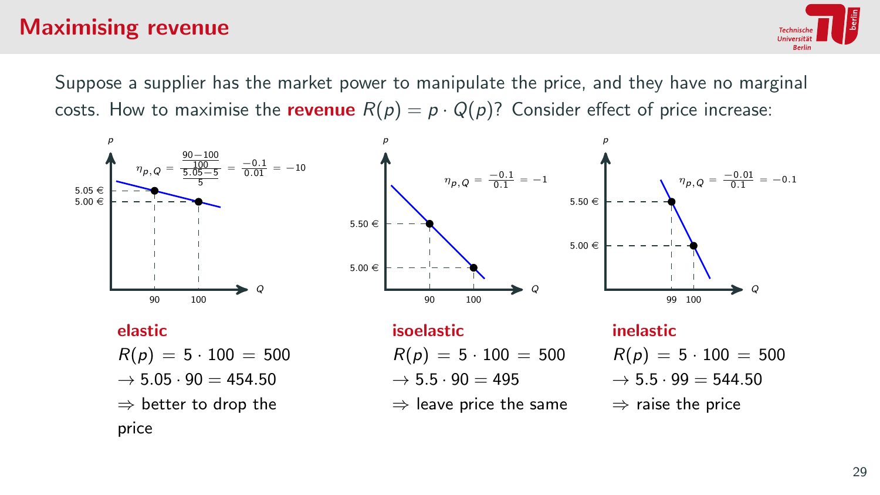## Maximising revenue

Suppose a supplier has the market power to manipulate the price, and they have no marginal costs. How to maximise the **revenue** $R(p) = p \cdot Q(p)$? Consider effect of price increase:

$$\eta_{p,Q} = \frac{\frac{90-100}{100}}{\frac{5.05-5}{5}} = \frac{-0.1}{0.01} = -10$$

$$\eta_{p,Q} = \frac{-0.1}{0.1} = -1$$

$$\eta_{p,Q} = \frac{-0.01}{0.1} = -0.1$$

**elastic**

$R(p) = 5 \cdot 100 = 500$

$\rightarrow 5.05 \cdot 90 = 454.50$

$\Rightarrow$ better to drop the price

**isoelastic**

$R(p) = 5 \cdot 100 = 500$

$\rightarrow 5.5 \cdot 90 = 495$

$\Rightarrow$ leave price the same

**inelastic**

$R(p) = 5 \cdot 100 = 500$

$\rightarrow 5.5 \cdot 99 = 544.50$

$\Rightarrow$ raise the price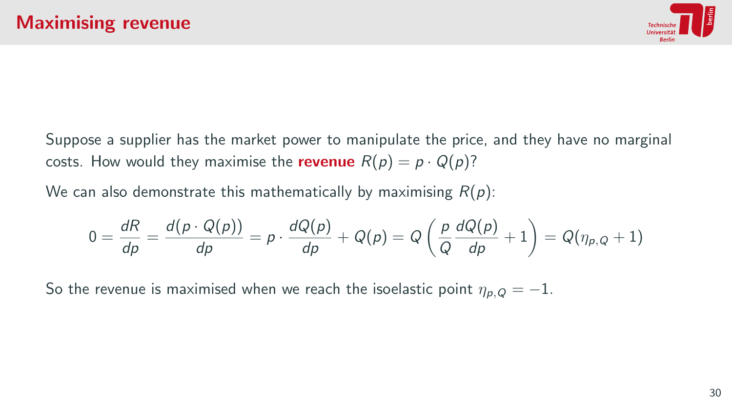# Maximising revenue

Suppose a supplier has the market power to manipulate the price, and they have no marginal costs. How would they maximise the **revenue** $R(p) = p \cdot Q(p)$?

We can also demonstrate this mathematically by maximising $R(p)$:

$$0 = \frac{dR}{dp} = \frac{d(p \cdot Q(p))}{dp} = p \cdot \frac{dQ(p)}{dp} + Q(p) = Q\left(\frac{p}{Q}\frac{dQ(p)}{dp} + 1\right) = Q(\eta_{p,Q} + 1)$$

So the revenue is maximised when we reach the isoelastic point $\eta_{p,Q} = -1$.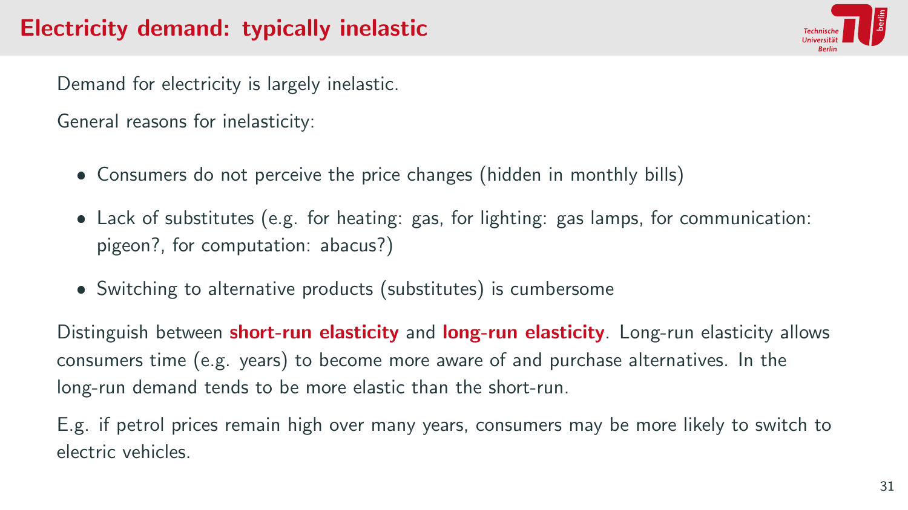# Electricity demand: typically inelastic

Demand for electricity is largely inelastic.

General reasons for inelasticity:

- Consumers do not perceive the price changes (hidden in monthly bills)
- Lack of substitutes (e.g. for heating: gas, for lighting: gas lamps, for communication: pigeon?, for computation: abacus?)
- Switching to alternative products (substitutes) is cumbersome

Distinguish between **short-run elasticity** and **long-run elasticity**. Long-run elasticity allows consumers time (e.g. years) to become more aware of and purchase alternatives. In the long-run demand tends to be more elastic than the short-run.

E.g. if petrol prices remain high over many years, consumers may be more likely to switch to electric vehicles.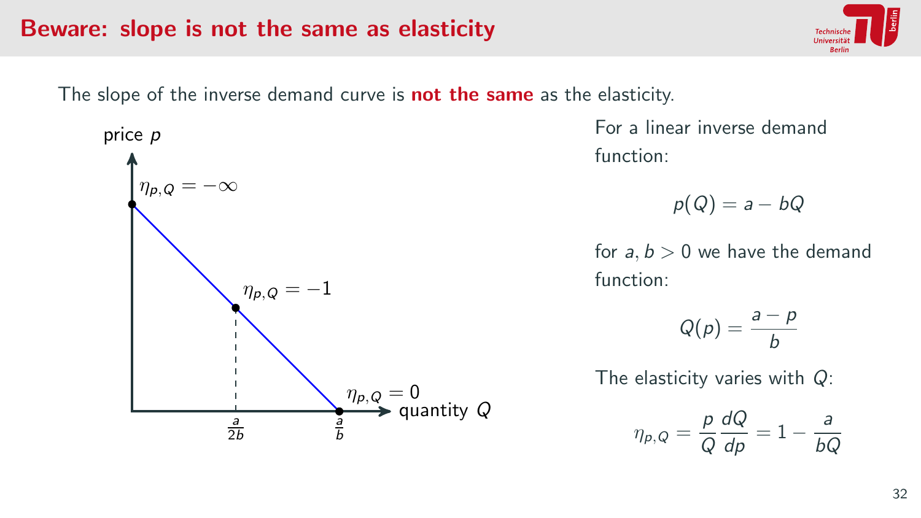## Beware: slope is not the same as elasticity

The slope of the inverse demand curve is **not the same** as the elasticity.

price $p$

$\eta_{p,Q} = -\infty$

$\eta_{p,Q} = -1$

$\eta_{p,Q} = 0$

quantity $Q$

$\frac{a}{2b}$ $\frac{a}{b}$

For a linear inverse demand function:

$$p(Q) = a - bQ$$

for $a, b > 0$ we have the demand function:

$$Q(p) = \frac{a-p}{b}$$

The elasticity varies with $Q$:

$$\eta_{p,Q} = \frac{p}{Q}\frac{dQ}{dp} = 1 - \frac{a}{bQ}$$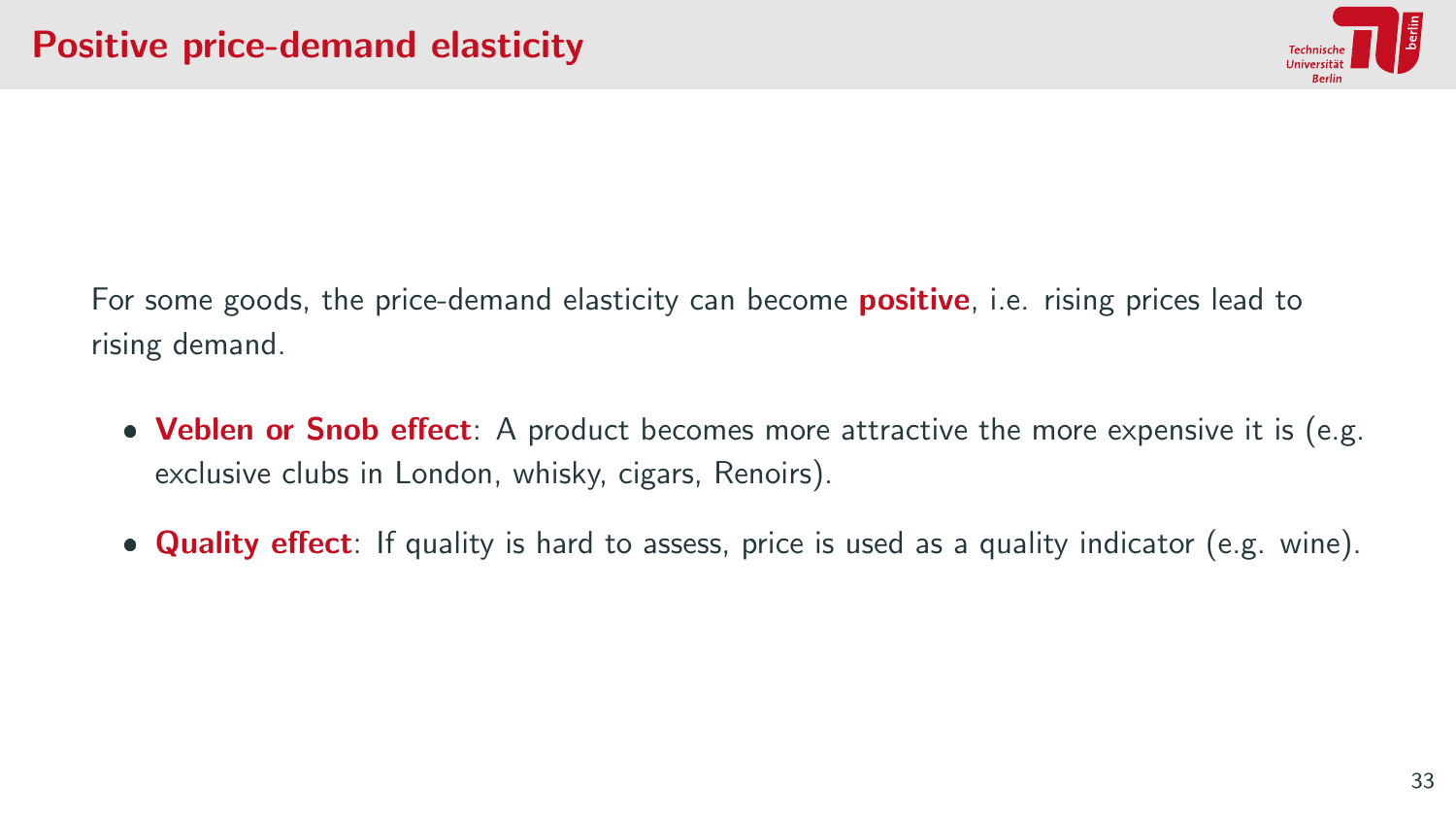# Positive price-demand elasticity

For some goods, the price-demand elasticity can become **positive**, i.e. rising prices lead to rising demand.

- **Veblen or Snob effect**: A product becomes more attractive the more expensive it is (e.g. exclusive clubs in London, whisky, cigars, Renoirs).
- **Quality effect**: If quality is hard to assess, price is used as a quality indicator (e.g. wine).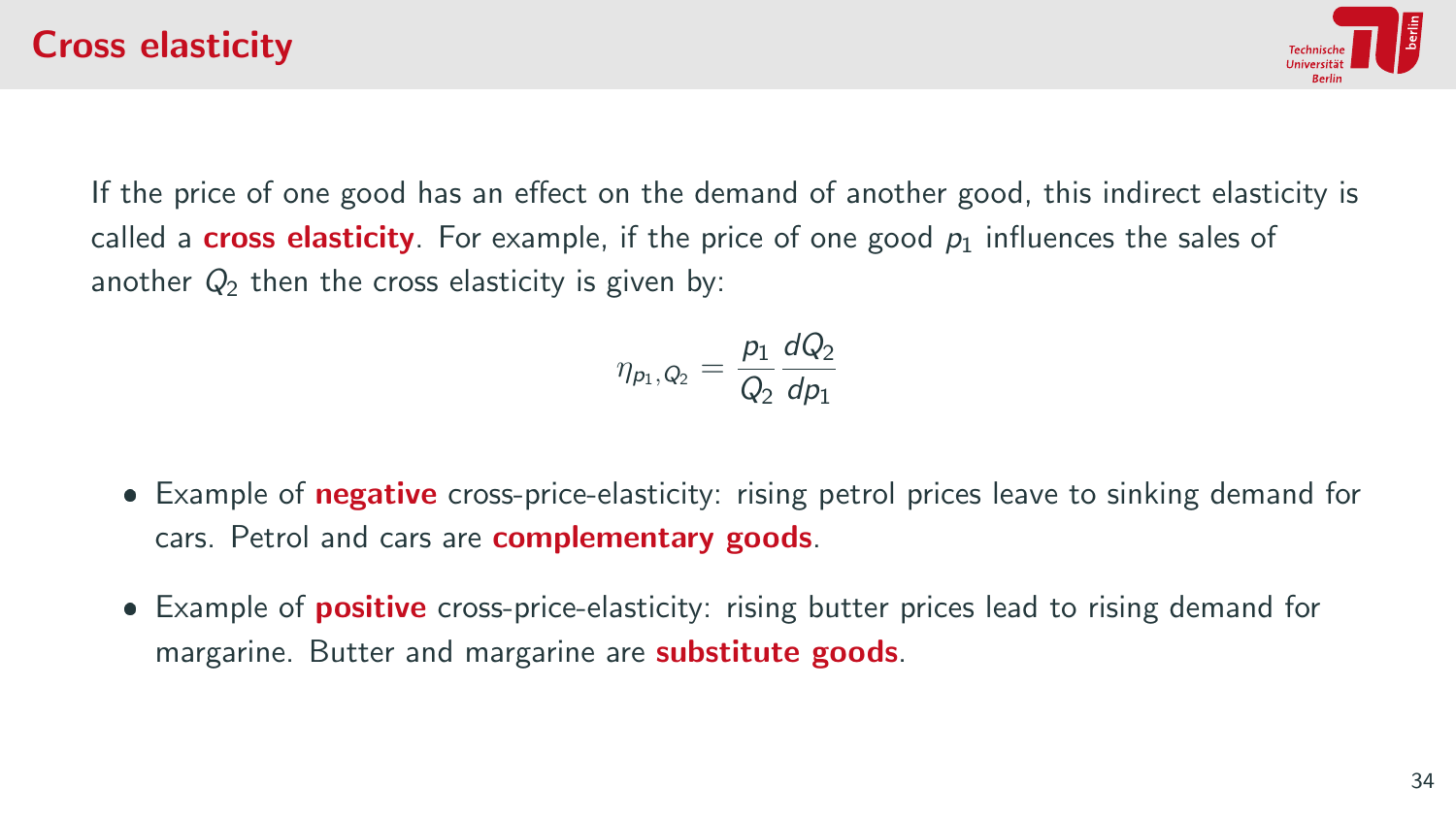# Cross elasticity

If the price of one good has an effect on the demand of another good, this indirect elasticity is called a **cross elasticity**. For example, if the price of one good $p_1$ influences the sales of another $Q_2$ then the cross elasticity is given by:

$$\eta_{p_1, Q_2} = \frac{p_1}{Q_2} \frac{dQ_2}{dp_1}$$

- Example of **negative** cross-price-elasticity: rising petrol prices leave to sinking demand for cars. Petrol and cars are **complementary goods**.
- Example of **positive** cross-price-elasticity: rising butter prices lead to rising demand for margarine. Butter and margarine are **substitute goods**.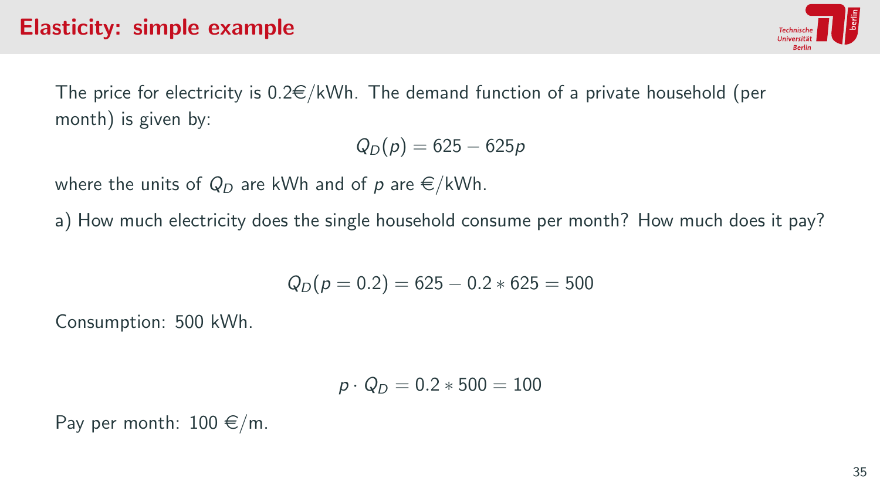# Elasticity: simple example

The price for electricity is 0.2€/kWh. The demand function of a private household (per month) is given by:

$$Q_D(p) = 625 - 625p$$

where the units of $Q_D$ are kWh and of $p$ are €/kWh.

a) How much electricity does the single household consume per month? How much does it pay?

$$Q_D(p = 0.2) = 625 - 0.2 * 625 = 500$$

Consumption: 500 kWh.

$$p \cdot Q_D = 0.2 * 500 = 100$$

Pay per month: 100 €/m.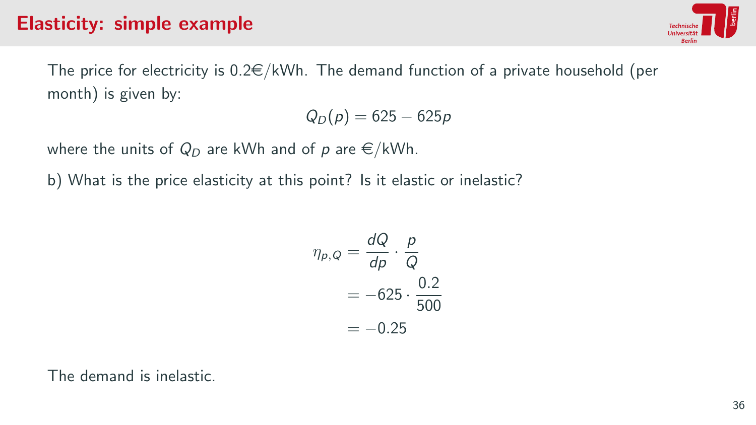# Elasticity: simple example

The price for electricity is 0.2€/kWh. The demand function of a private household (per month) is given by:

$$Q_D(p) = 625 - 625p$$

where the units of $Q_D$ are kWh and of $p$ are €/kWh.

b) What is the price elasticity at this point? Is it elastic or inelastic?

$$\begin{aligned}
\eta_{p,Q} &= \frac{dQ}{dp} \cdot \frac{p}{Q} \\
&= -625 \cdot \frac{0.2}{500} \\
&= -0.25
\end{aligned}$$

The demand is inelastic.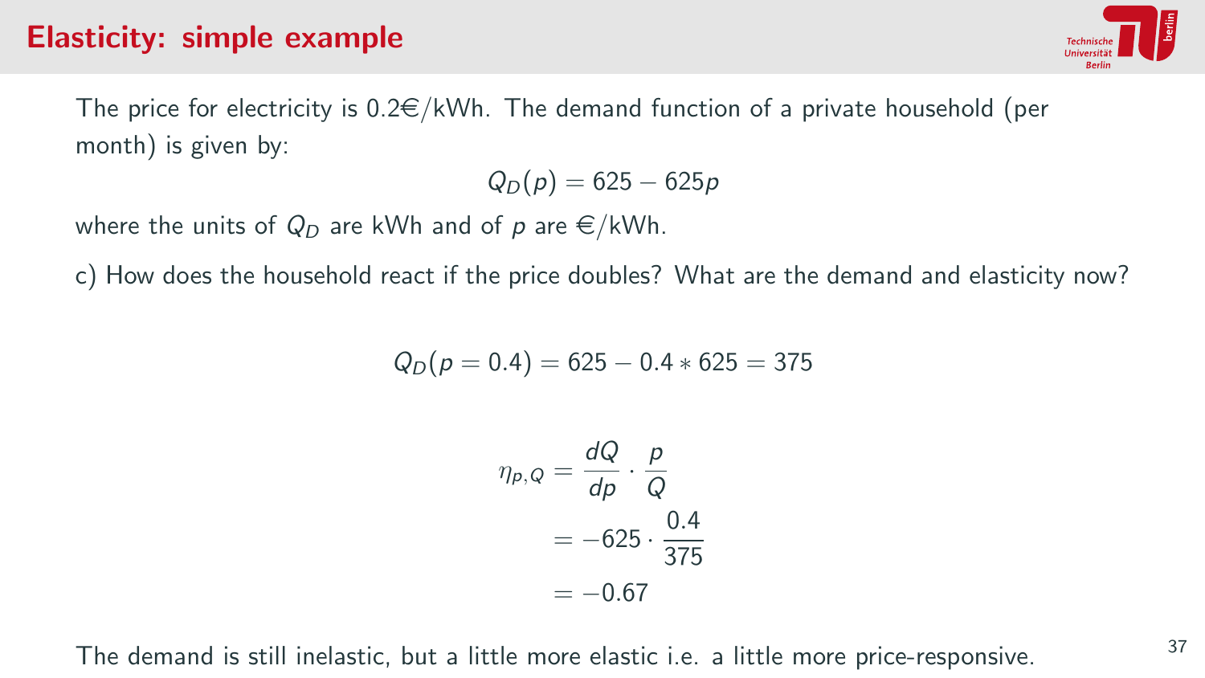# Elasticity: simple example

The price for electricity is 0.2€/kWh. The demand function of a private household (per month) is given by:

$$Q_D(p) = 625 - 625p$$

where the units of $Q_D$ are kWh and of $p$ are €/kWh.

c) How does the household react if the price doubles? What are the demand and elasticity now?

$$Q_D(p = 0.4) = 625 - 0.4 * 625 = 375$$

$$\begin{aligned} \eta_{p,Q} &= \frac{dQ}{dp} \cdot \frac{p}{Q} \\ &= -625 \cdot \frac{0.4}{375} \\ &= -0.67 \end{aligned}$$

The demand is still inelastic, but a little more elastic i.e. a little more price-responsive.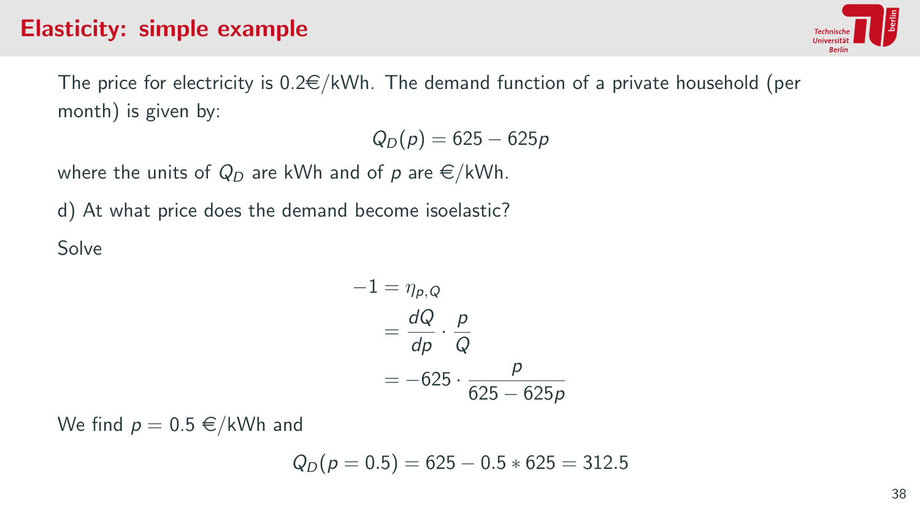# Elasticity: simple example

The price for electricity is 0.2€/kWh. The demand function of a private household (per month) is given by:

$$Q_D(p) = 625 - 625p$$

where the units of $Q_D$ are kWh and of $p$ are €/kWh.

d) At what price does the demand become isoelastic?

Solve

$$\begin{aligned} -1 &= \eta_{p,Q} \\ &= \frac{dQ}{dp} \cdot \frac{p}{Q} \\ &= -625 \cdot \frac{p}{625 - 625p} \end{aligned}$$

We find $p = 0.5$ €/kWh and

$$Q_D(p = 0.5) = 625 - 0.5 * 625 = 312.5$$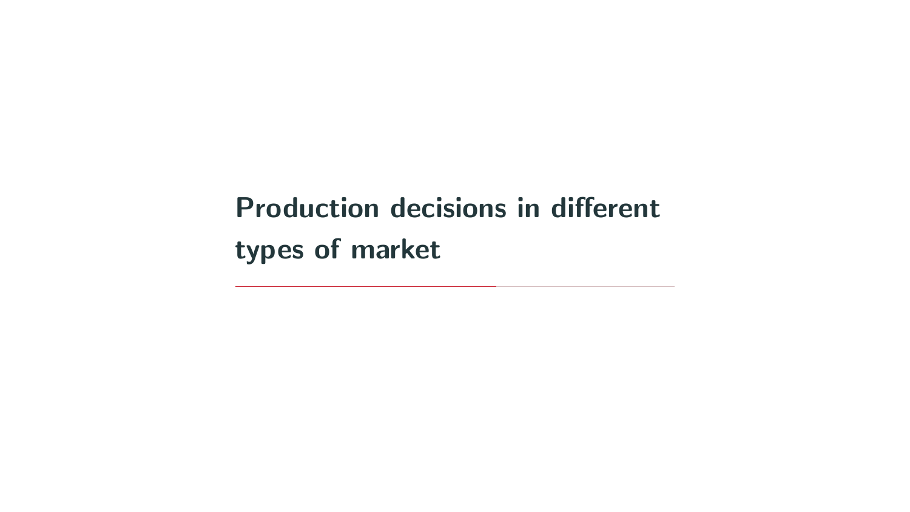# Production decisions in different types of market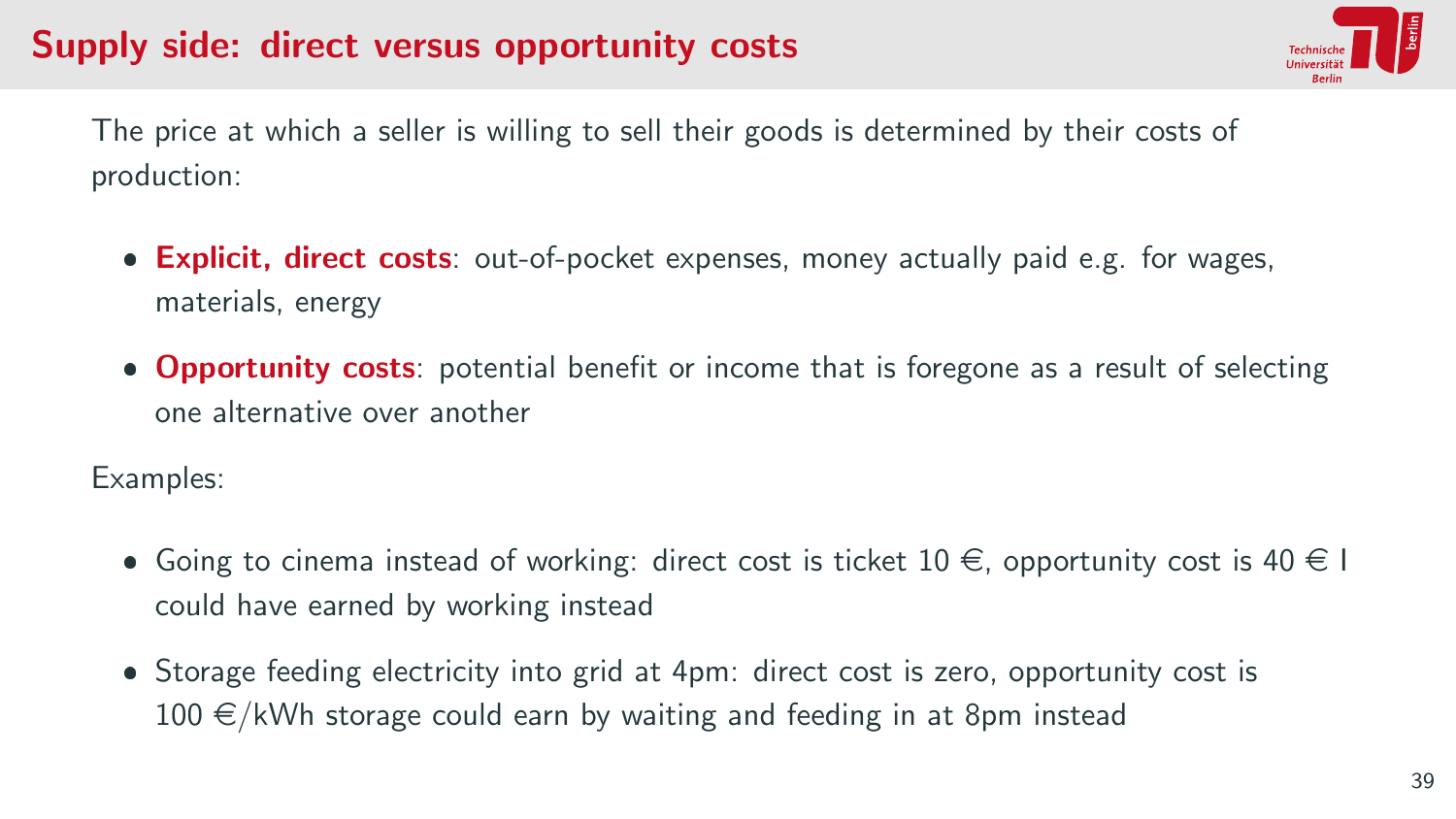# Supply side: direct versus opportunity costs

The price at which a seller is willing to sell their goods is determined by their costs of production:

- **Explicit, direct costs**: out-of-pocket expenses, money actually paid e.g. for wages, materials, energy
- **Opportunity costs**: potential benefit or income that is foregone as a result of selecting one alternative over another

Examples:

- Going to cinema instead of working: direct cost is ticket 10 €, opportunity cost is 40 € I could have earned by working instead
- Storage feeding electricity into grid at 4pm: direct cost is zero, opportunity cost is 100 €/kWh storage could earn by waiting and feeding in at 8pm instead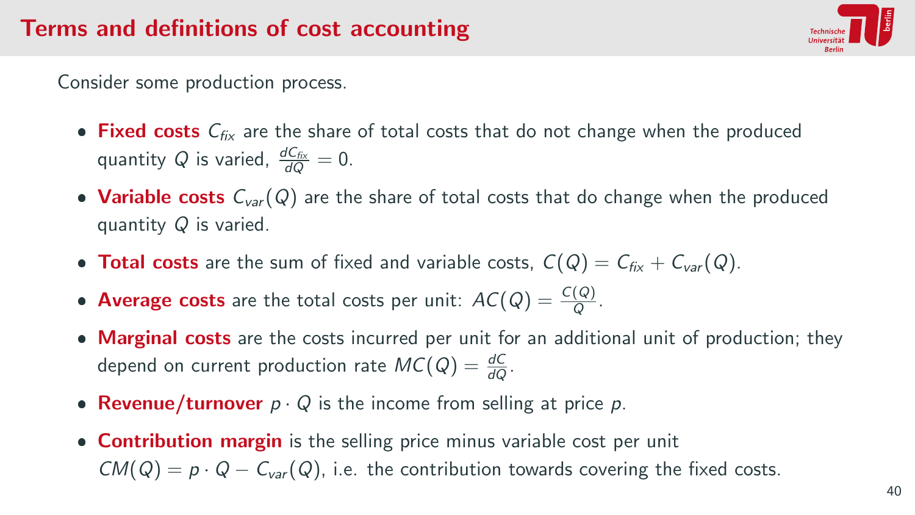# Terms and definitions of cost accounting

Consider some production process.

- **Fixed costs** $C_{fix}$ are the share of total costs that do not change when the produced quantity $Q$ is varied, $\frac{dC_{fix}}{dQ} = 0$.
- **Variable costs** $C_{var}(Q)$ are the share of total costs that do change when the produced quantity $Q$ is varied.
- **Total costs** are the sum of fixed and variable costs, $C(Q) = C_{fix} + C_{var}(Q)$.
- **Average costs** are the total costs per unit: $AC(Q) = \frac{C(Q)}{Q}$.
- **Marginal costs** are the costs incurred per unit for an additional unit of production; they depend on current production rate $MC(Q) = \frac{dC}{dQ}$.
- **Revenue/turnover** $p \cdot Q$ is the income from selling at price $p$.
- **Contribution margin** is the selling price minus variable cost per unit $CM(Q) = p \cdot Q - C_{var}(Q)$, i.e. the contribution towards covering the fixed costs.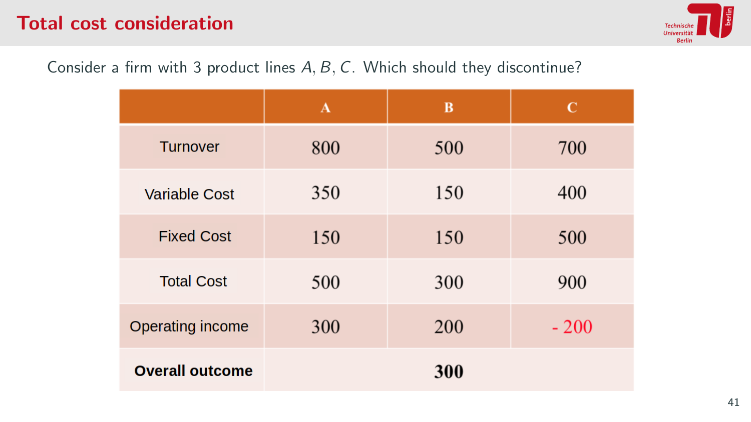# Total cost consideration

Consider a firm with 3 product lines $A, B, C$. Which should they discontinue?

| | A | B | C |
|---|---|---|---|
| Turnover | 800 | 500 | 700 |
| Variable Cost | 350 | 150 | 400 |
| Fixed Cost | 150 | 150 | 500 |
| Total Cost | 500 | 300 | 900 |
| Operating income | 300 | 200 | - 200 |
| **Overall outcome** | | **300** | |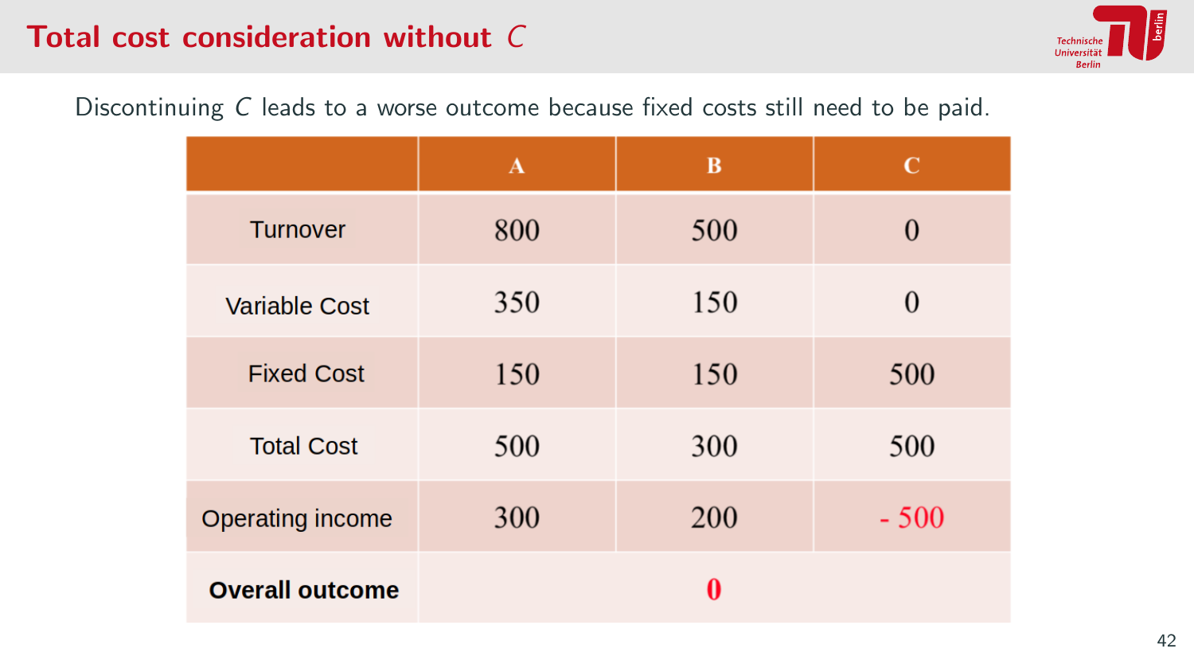# Total cost consideration without $C$

Discontinuing $C$ leads to a worse outcome because fixed costs still need to be paid.

| | A | B | C |
|---|---|---|---|
| Turnover | 800 | 500 | 0 |
| Variable Cost | 350 | 150 | 0 |
| Fixed Cost | 150 | 150 | 500 |
| Total Cost | 500 | 300 | 500 |
| Operating income | 300 | 200 | - 500 |
| **Overall outcome** | | 0 | |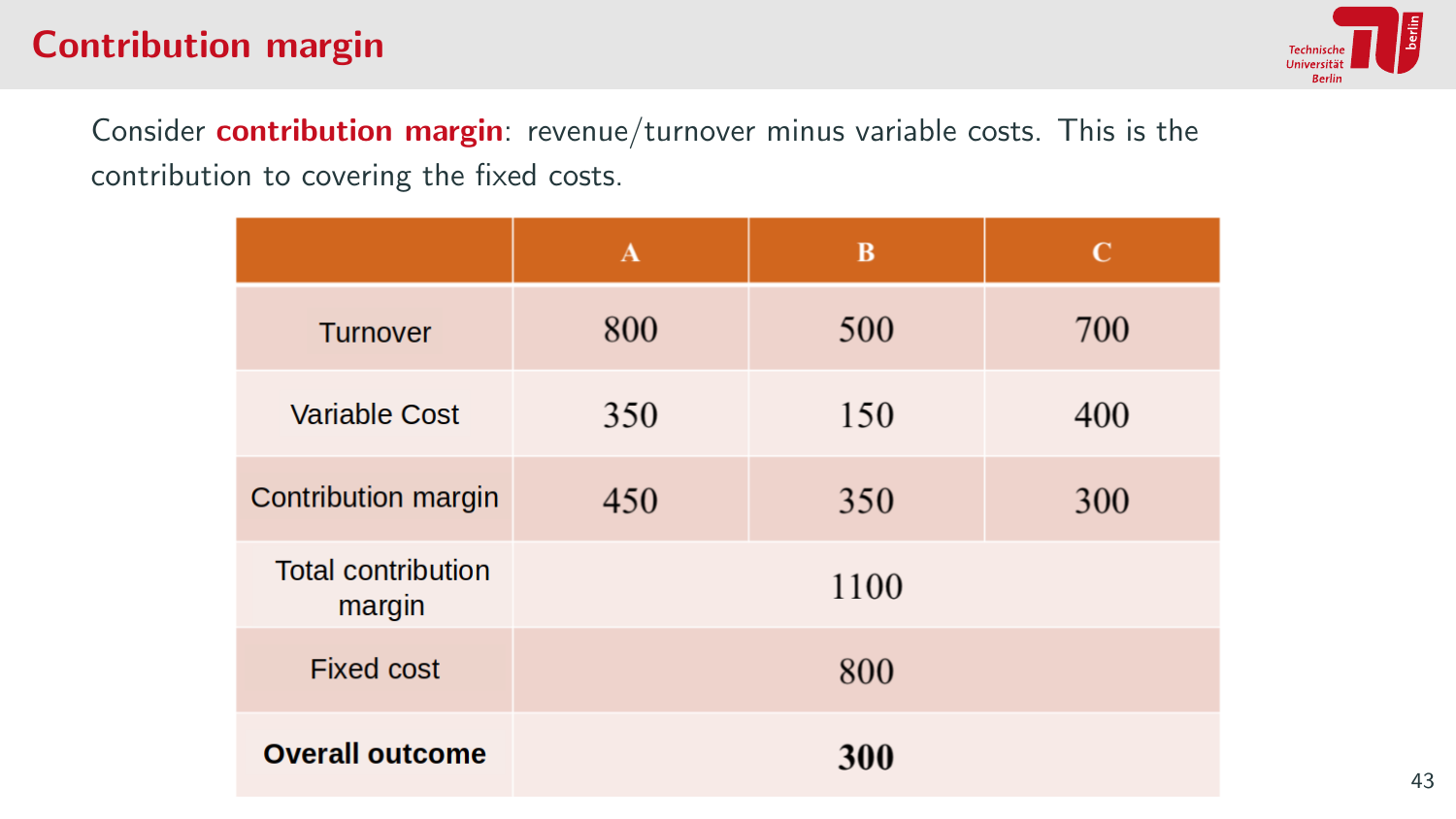# Contribution margin

Consider **contribution margin**: revenue/turnover minus variable costs. This is the contribution to covering the fixed costs.

| | A | B | C |
|---|---|---|---|
| Turnover | 800 | 500 | 700 |
| Variable Cost | 350 | 150 | 400 |
| Contribution margin | 450 | 350 | 300 |
| Total contribution margin | 1100 | | |
| Fixed cost | 800 | | |
| **Overall outcome** | **300** | | |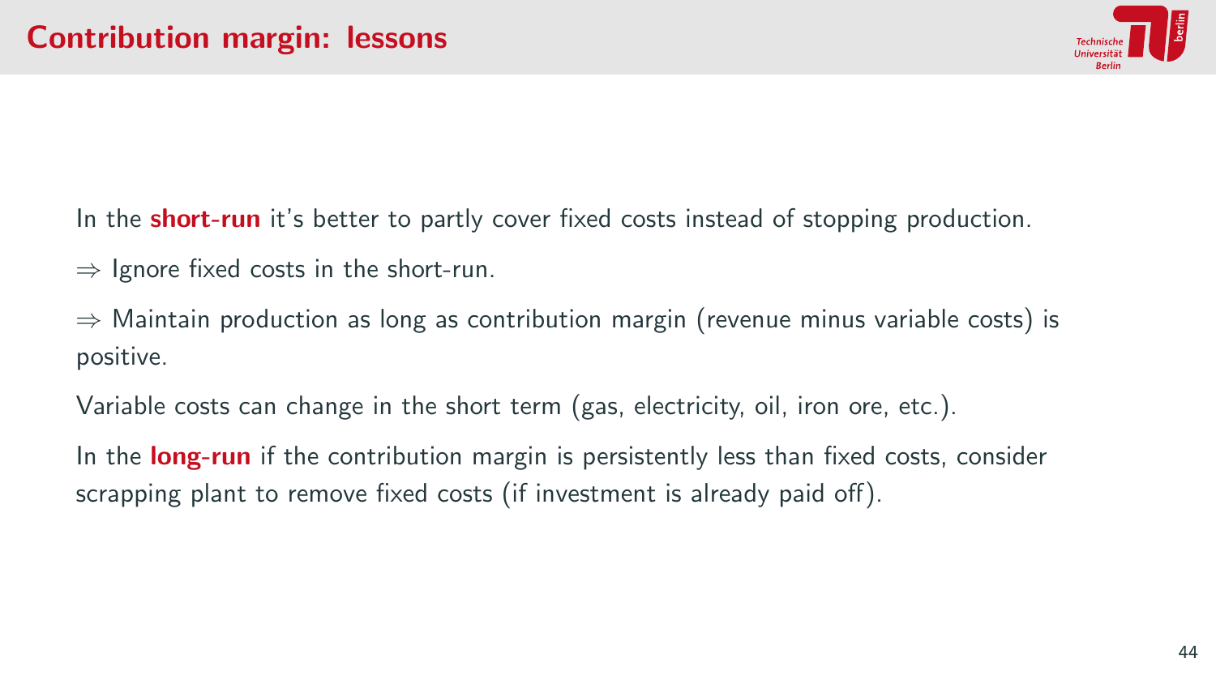# Contribution margin: lessons

In the **short-run** it's better to partly cover fixed costs instead of stopping production.

$\Rightarrow$ Ignore fixed costs in the short-run.

$\Rightarrow$ Maintain production as long as contribution margin (revenue minus variable costs) is positive.

Variable costs can change in the short term (gas, electricity, oil, iron ore, etc.).

In the **long-run** if the contribution margin is persistently less than fixed costs, consider scrapping plant to remove fixed costs (if investment is already paid off).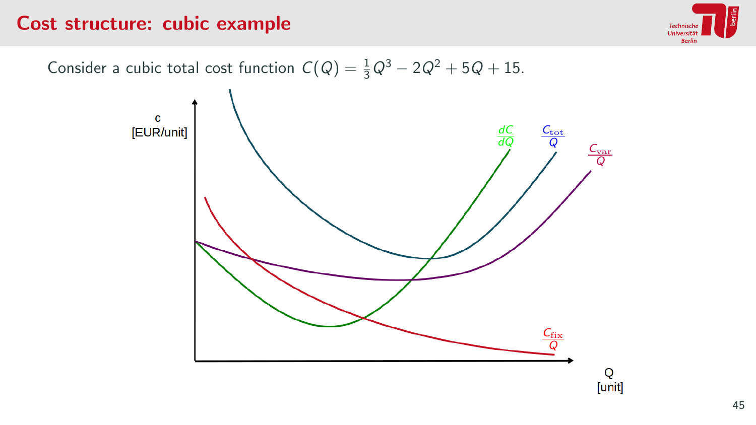# Cost structure: cubic example

Consider a cubic total cost function $C(Q) = \frac{1}{3}Q^3 - 2Q^2 + 5Q + 15$.

c
[EUR/unit]

$\frac{dC}{dQ}$

$\frac{C_{\text{tot}}}{Q}$

$\frac{C_{\text{var}}}{Q}$

$\frac{C_{\text{fix}}}{Q}$

Q
[unit]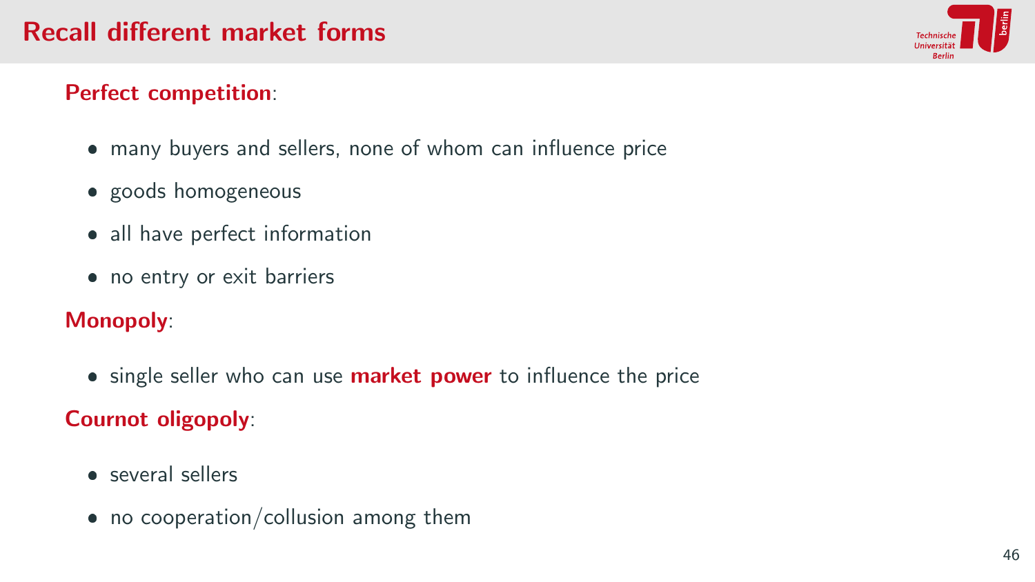# Recall different market forms

**Perfect competition**:

- many buyers and sellers, none of whom can influence price
- goods homogeneous
- all have perfect information
- no entry or exit barriers

**Monopoly**:

- single seller who can use **market power** to influence the price

**Cournot oligopoly**:

- several sellers
- no cooperation/collusion among them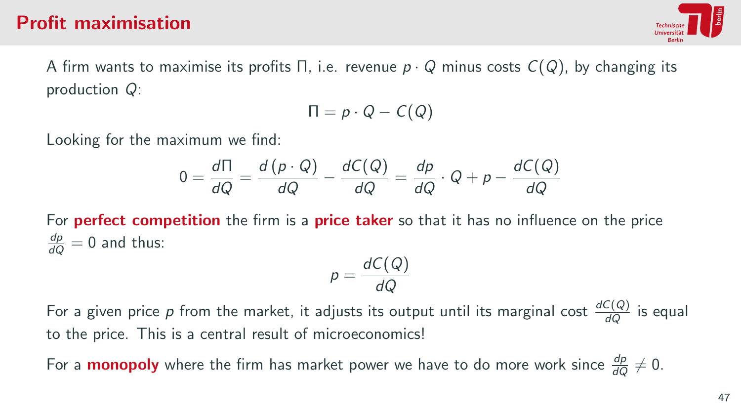# Profit maximisation

A firm wants to maximise its profits $\Pi$, i.e. revenue $p \cdot Q$ minus costs $C(Q)$, by changing its production $Q$:

$$\Pi = p \cdot Q - C(Q)$$

Looking for the maximum we find:

$$0 = \frac{d\Pi}{dQ} = \frac{d\left(p \cdot Q\right)}{dQ} - \frac{dC(Q)}{dQ} = \frac{dp}{dQ} \cdot Q + p - \frac{dC(Q)}{dQ}$$

For **perfect competition** the firm is a **price taker** so that it has no influence on the price $\frac{dp}{dQ} = 0$ and thus:

$$p = \frac{dC(Q)}{dQ}$$

For a given price $p$ from the market, it adjusts its output until its marginal cost $\frac{dC(Q)}{dQ}$ is equal to the price. This is a central result of microeconomics!

For a **monopoly** where the firm has market power we have to do more work since $\frac{dp}{dQ} \neq 0$.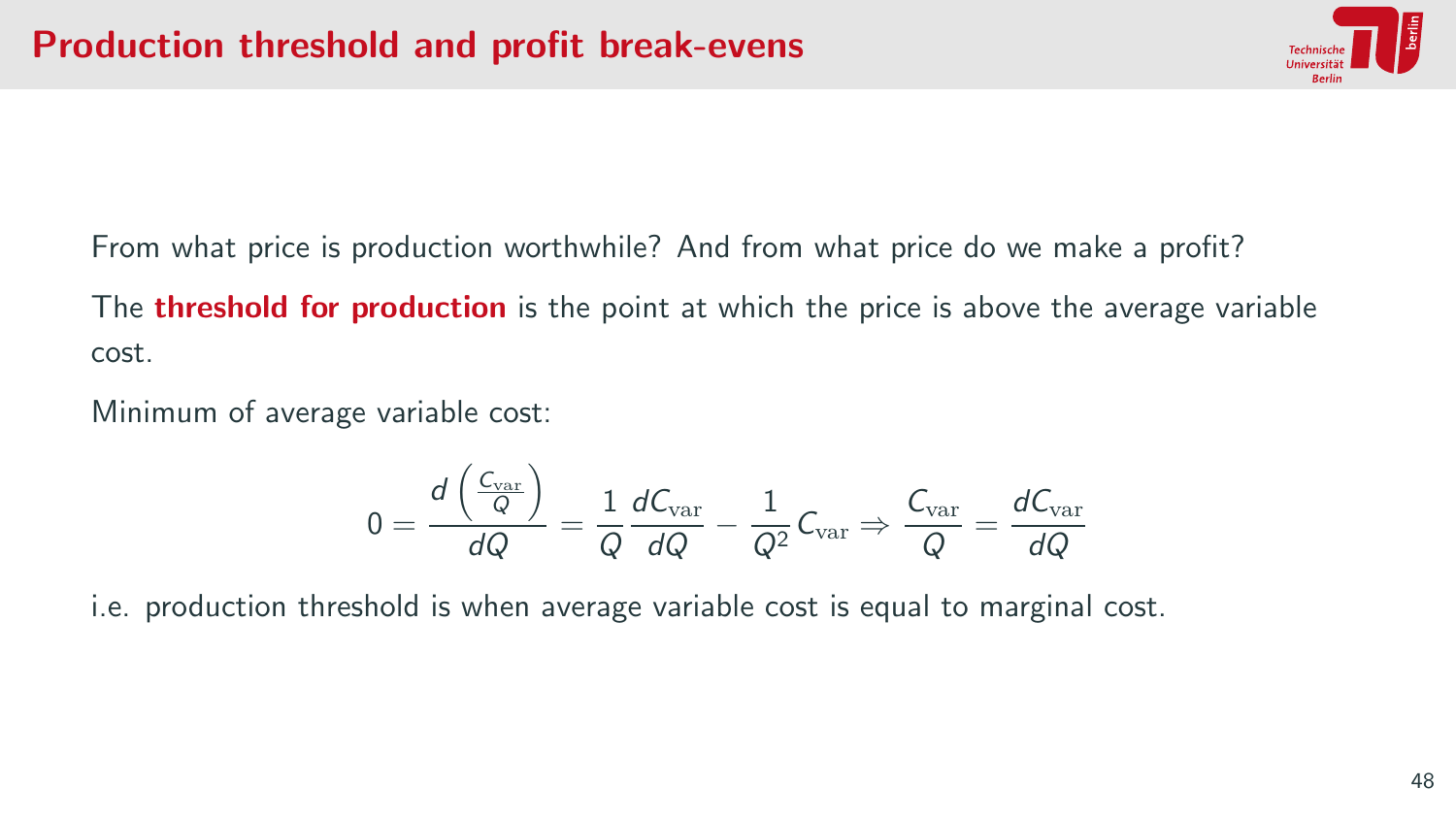# Production threshold and profit break-evens

From what price is production worthwhile? And from what price do we make a profit?

The **threshold for production** is the point at which the price is above the average variable cost.

Minimum of average variable cost:

$$0 = \frac{d\left(\frac{C_{\mathrm{var}}}{Q}\right)}{dQ} = \frac{1}{Q}\frac{dC_{\mathrm{var}}}{dQ} - \frac{1}{Q^2}C_{\mathrm{var}} \Rightarrow \frac{C_{\mathrm{var}}}{Q} = \frac{dC_{\mathrm{var}}}{dQ}$$

i.e. production threshold is when average variable cost is equal to marginal cost.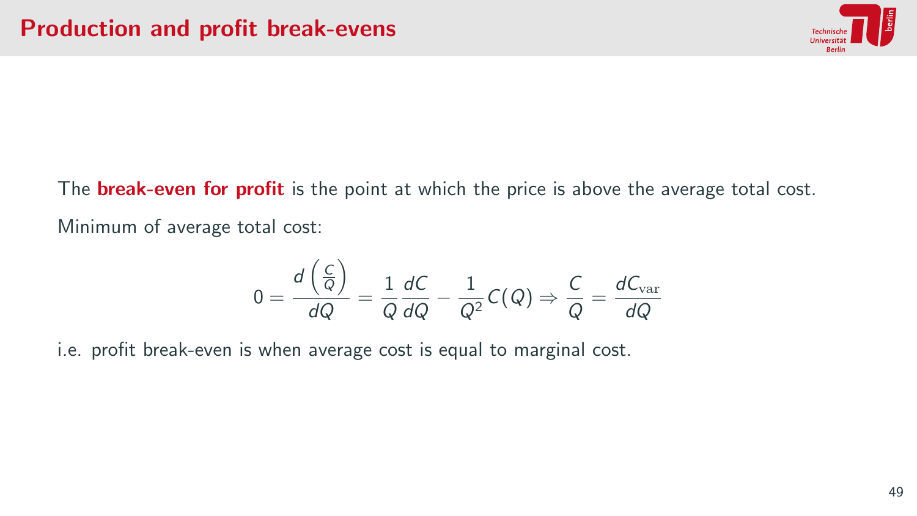# Production and profit break-evens

The **break-even for profit** is the point at which the price is above the average total cost.

Minimum of average total cost:

$$0 = \frac{d\left(\frac{C}{Q}\right)}{dQ} = \frac{1}{Q}\frac{dC}{dQ} - \frac{1}{Q^2}C(Q) \Rightarrow \frac{C}{Q} = \frac{dC_{\mathrm{var}}}{dQ}$$

i.e. profit break-even is when average cost is equal to marginal cost.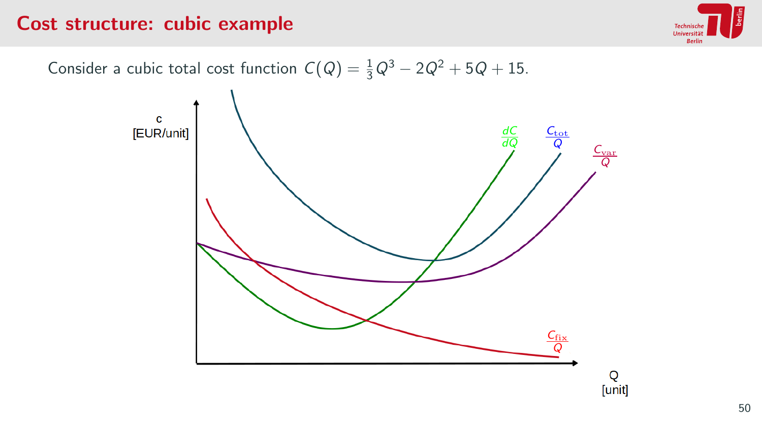# Cost structure: cubic example

Consider a cubic total cost function $C(Q) = \frac{1}{3}Q^3 - 2Q^2 + 5Q + 15$.

c
[EUR/unit]

$\frac{dC}{dQ}$

$\frac{C_{\text{tot}}}{Q}$

$\frac{C_{\text{var}}}{Q}$

$\frac{C_{\text{fix}}}{Q}$

Q
[unit]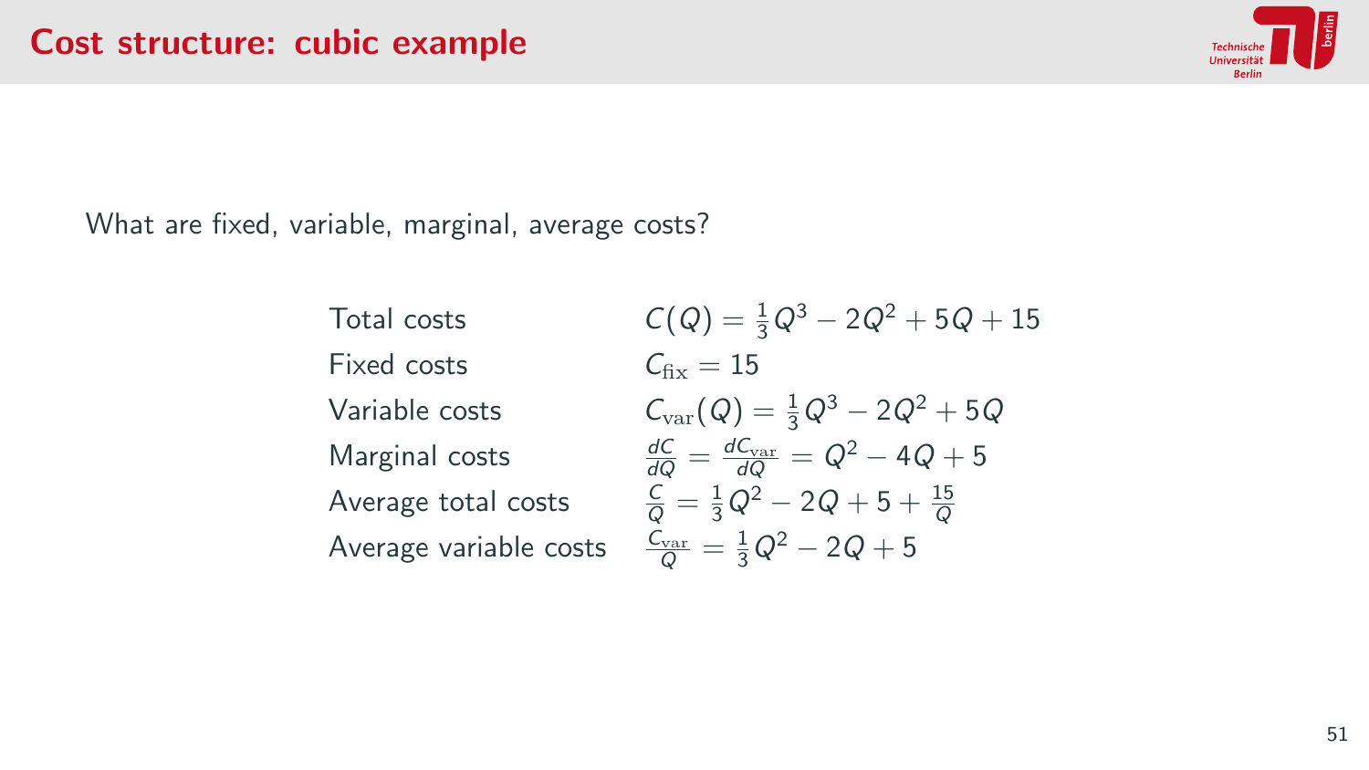# Cost structure: cubic example

What are fixed, variable, marginal, average costs?

| | |
|---|---|
| Total costs | $C(Q) = \frac{1}{3}Q^3 - 2Q^2 + 5Q + 15$ |
| Fixed costs | $C_{\text{fix}} = 15$ |
| Variable costs | $C_{\text{var}}(Q) = \frac{1}{3}Q^3 - 2Q^2 + 5Q$ |
| Marginal costs | $\frac{dC}{dQ} = \frac{dC_{\text{var}}}{dQ} = Q^2 - 4Q + 5$ |
| Average total costs | $\frac{C}{Q} = \frac{1}{3}Q^2 - 2Q + 5 + \frac{15}{Q}$ |
| Average variable costs | $\frac{C_{\text{var}}}{Q} = \frac{1}{3}Q^2 - 2Q + 5$ |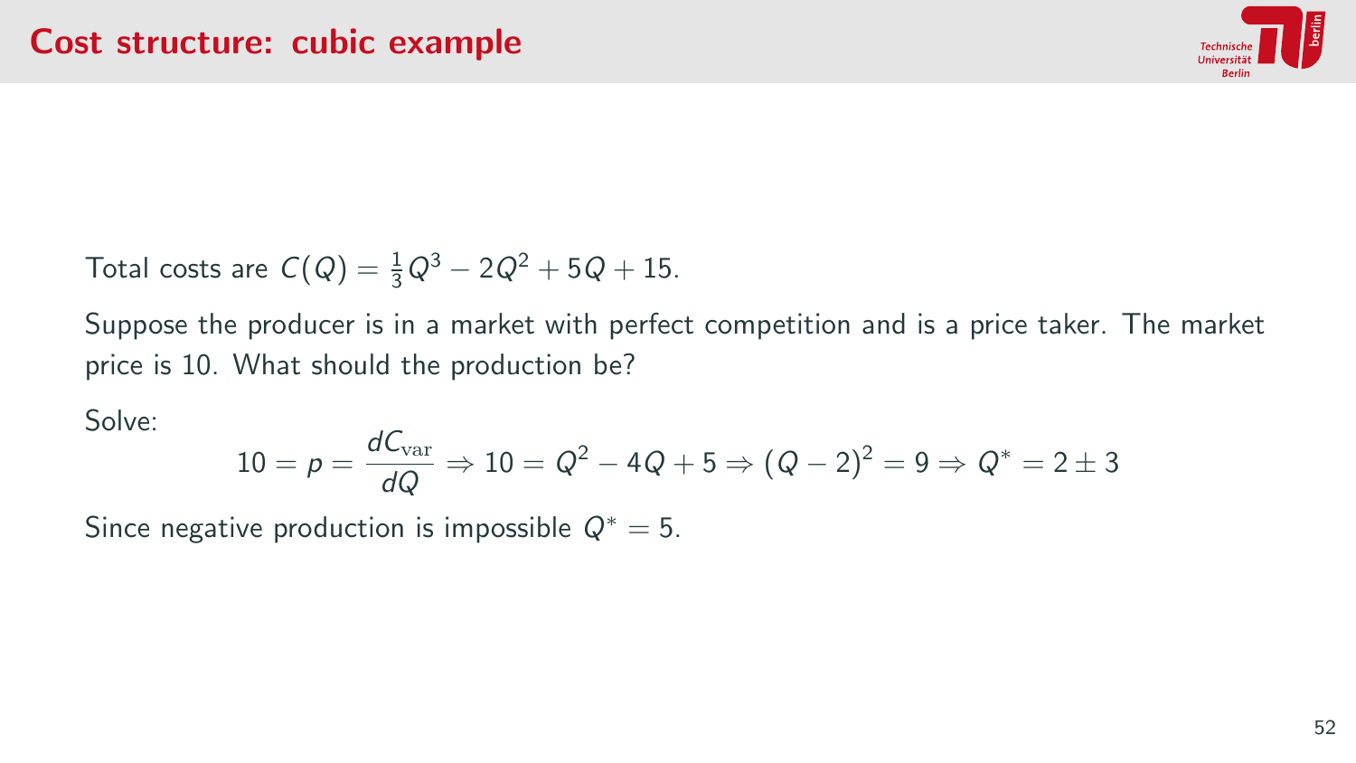# Cost structure: cubic example

Total costs are $C(Q) = \frac{1}{3}Q^3 - 2Q^2 + 5Q + 15$.

Suppose the producer is in a market with perfect competition and is a price taker. The market price is 10. What should the production be?

Solve:

$$10 = p = \frac{dC_{\mathrm{var}}}{dQ} \Rightarrow 10 = Q^2 - 4Q + 5 \Rightarrow (Q-2)^2 = 9 \Rightarrow Q^* = 2 \pm 3$$

Since negative production is impossible $Q^* = 5$.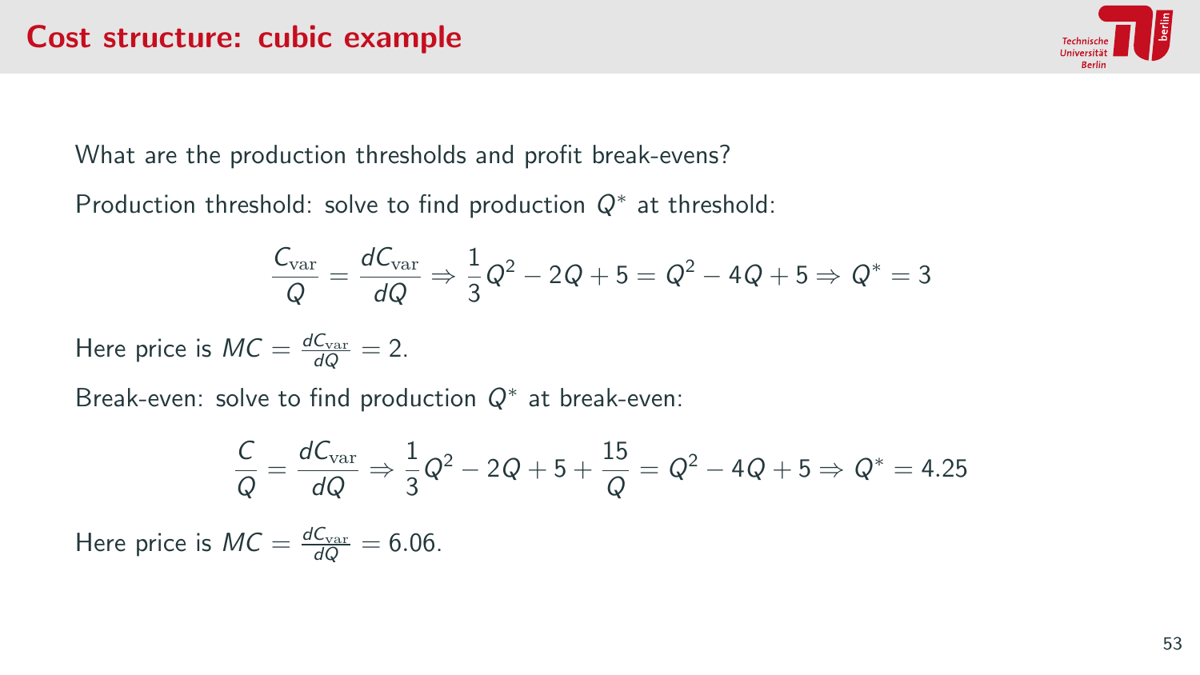# Cost structure: cubic example

What are the production thresholds and profit break-evens?

Production threshold: solve to find production $Q^*$ at threshold:

$$\frac{C_{\mathrm{var}}}{Q} = \frac{dC_{\mathrm{var}}}{dQ} \Rightarrow \frac{1}{3}Q^2 - 2Q + 5 = Q^2 - 4Q + 5 \Rightarrow Q^* = 3$$

Here price is $MC = \frac{dC_{\mathrm{var}}}{dQ} = 2$.

Break-even: solve to find production $Q^*$ at break-even:

$$\frac{C}{Q} = \frac{dC_{\mathrm{var}}}{dQ} \Rightarrow \frac{1}{3}Q^2 - 2Q + 5 + \frac{15}{Q} = Q^2 - 4Q + 5 \Rightarrow Q^* = 4.25$$

Here price is $MC = \frac{dC_{\mathrm{var}}}{dQ} = 6.06$.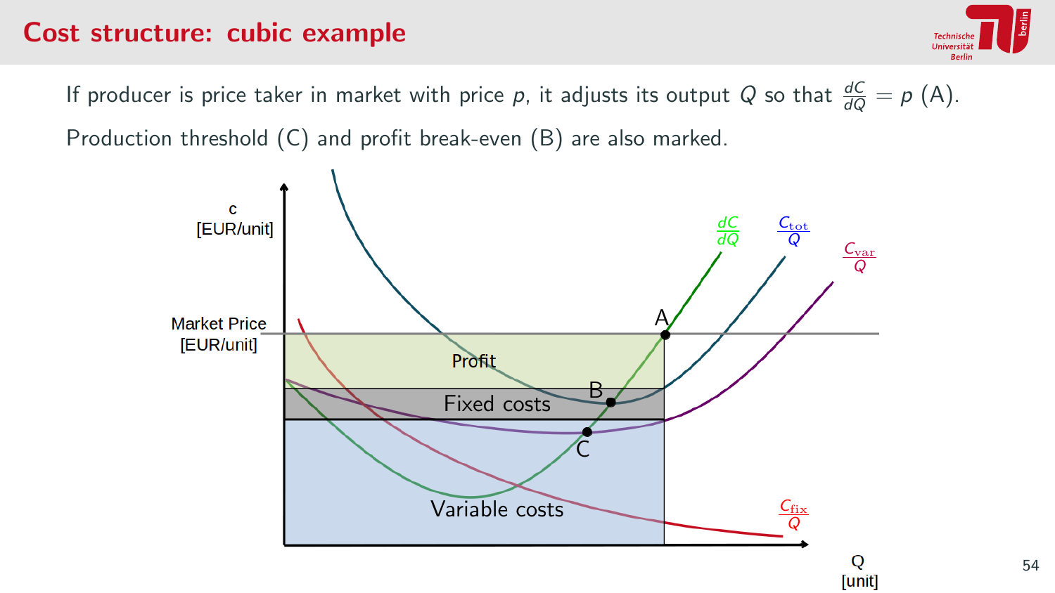# Cost structure: cubic example

If producer is price taker in market with price $p$, it adjusts its output $Q$ so that $\frac{dC}{dQ} = p$ (A).

Production threshold (C) and profit break-even (B) are also marked.

c [EUR/unit]

Market Price [EUR/unit]

Q [unit]

$\frac{dC}{dQ}$ $\frac{C_{\text{tot}}}{Q}$ $\frac{C_{\text{var}}}{Q}$ $\frac{C_{\text{fix}}}{Q}$

A B C

Profit

Fixed costs

Variable costs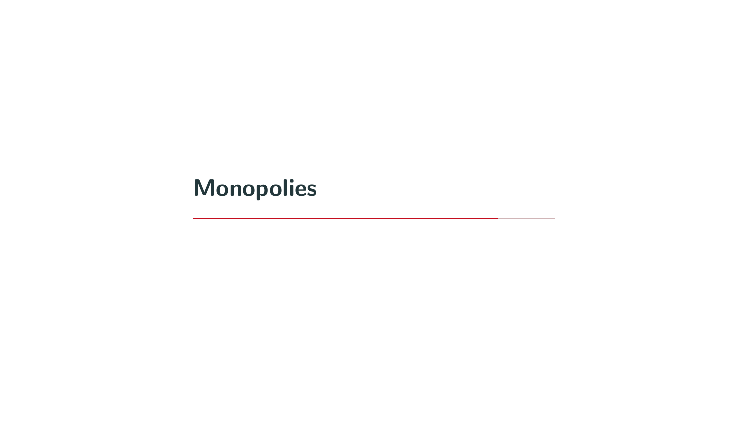# Monopolies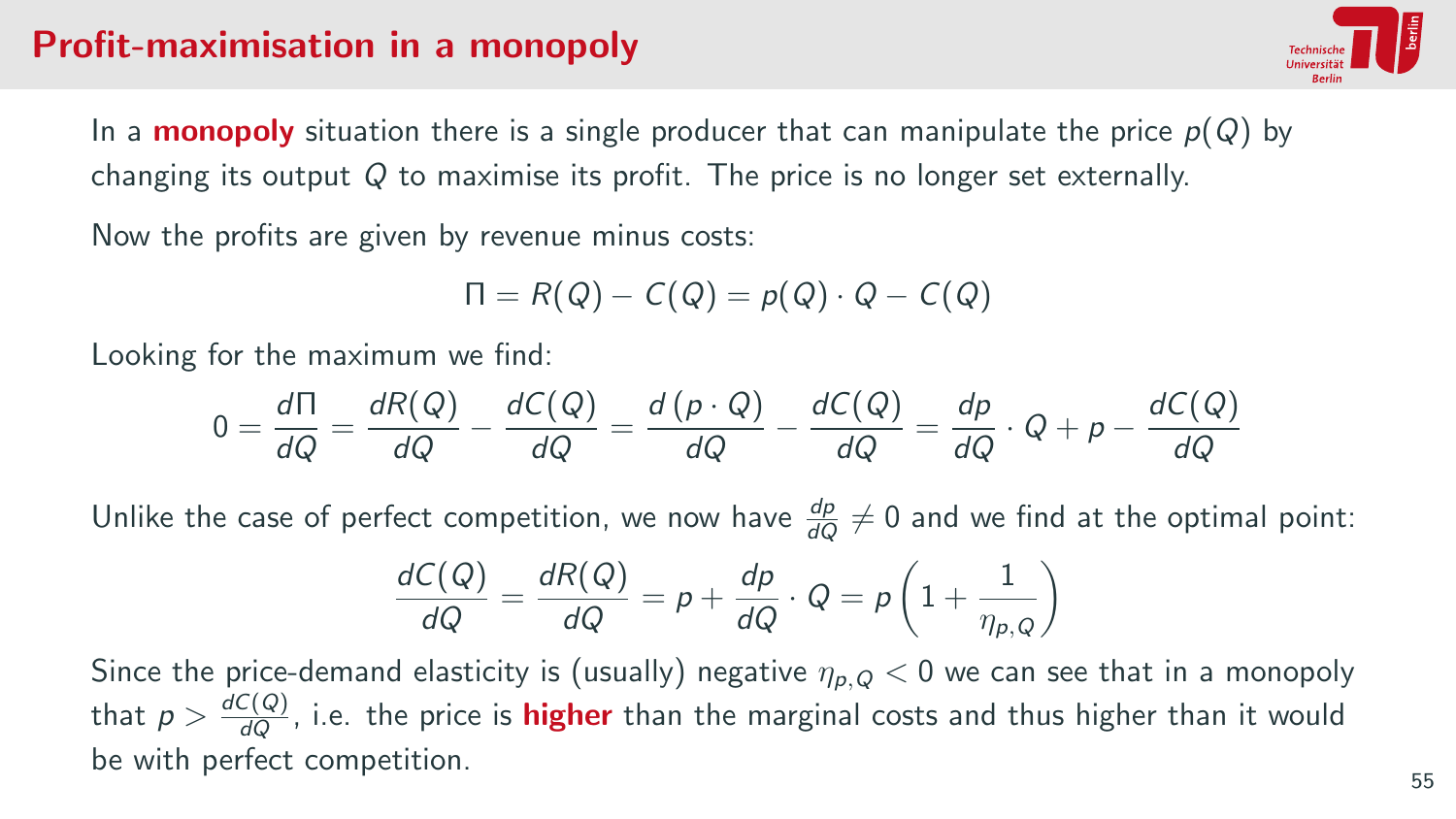# Profit-maximisation in a monopoly

In a **monopoly** situation there is a single producer that can manipulate the price $p(Q)$ by changing its output $Q$ to maximise its profit. The price is no longer set externally.

Now the profits are given by revenue minus costs:

$$\Pi = R(Q) - C(Q) = p(Q) \cdot Q - C(Q)$$

Looking for the maximum we find:

$$0 = \frac{d\Pi}{dQ} = \frac{dR(Q)}{dQ} - \frac{dC(Q)}{dQ} = \frac{d\,(p \cdot Q)}{dQ} - \frac{dC(Q)}{dQ} = \frac{dp}{dQ} \cdot Q + p - \frac{dC(Q)}{dQ}$$

Unlike the case of perfect competition, we now have $\frac{dp}{dQ} \neq 0$ and we find at the optimal point:

$$\frac{dC(Q)}{dQ} = \frac{dR(Q)}{dQ} = p + \frac{dp}{dQ} \cdot Q = p\left(1 + \frac{1}{\eta_{p,Q}}\right)$$

Since the price-demand elasticity is (usually) negative $\eta_{p,Q} < 0$ we can see that in a monopoly that $p > \frac{dC(Q)}{dQ}$, i.e. the price is **higher** than the marginal costs and thus higher than it would be with perfect competition.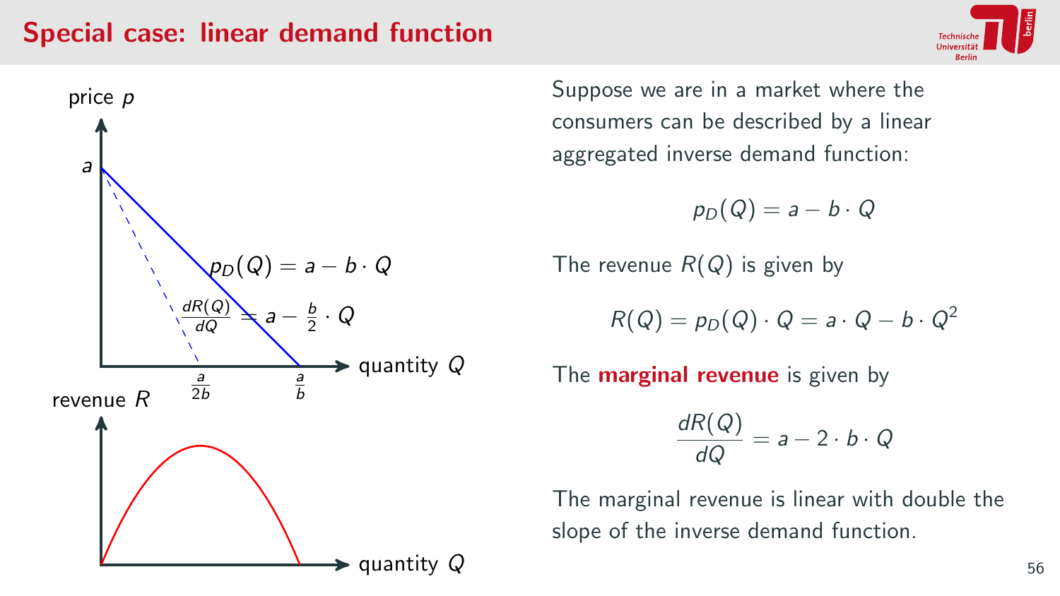# Special case: linear demand function

price $p$

$a$

$p_D(Q) = a - b \cdot Q$

$\frac{dR(Q)}{dQ} = a - \frac{b}{2} \cdot Q$

quantity $Q$

$\frac{a}{2b}$ $\frac{a}{b}$

revenue $R$

quantity $Q$

Suppose we are in a market where the consumers can be described by a linear aggregated inverse demand function:

$$p_D(Q) = a - b \cdot Q$$

The revenue $R(Q)$ is given by

$$R(Q) = p_D(Q) \cdot Q = a \cdot Q - b \cdot Q^2$$

The **marginal revenue** is given by

$$\frac{dR(Q)}{dQ} = a - 2 \cdot b \cdot Q$$

The marginal revenue is linear with double the slope of the inverse demand function.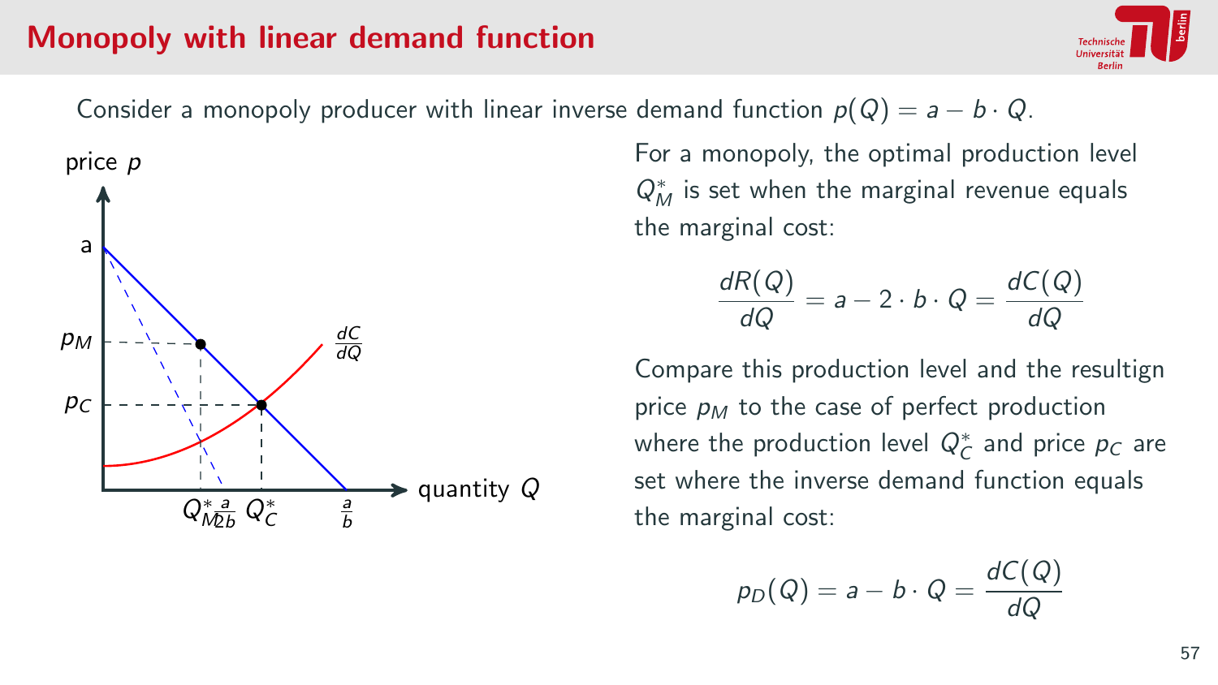# Monopoly with linear demand function

Consider a monopoly producer with linear inverse demand function $p(Q) = a - b \cdot Q$.

For a monopoly, the optimal production level $Q_M^*$ is set when the marginal revenue equals the marginal cost:

$$\frac{dR(Q)}{dQ} = a - 2 \cdot b \cdot Q = \frac{dC(Q)}{dQ}$$

Compare this production level and the resultign price $p_M$ to the case of perfect production where the production level $Q_C^*$ and price $p_C$ are set where the inverse demand function equals the marginal cost:

$$p_D(Q) = a - b \cdot Q = \frac{dC(Q)}{dQ}$$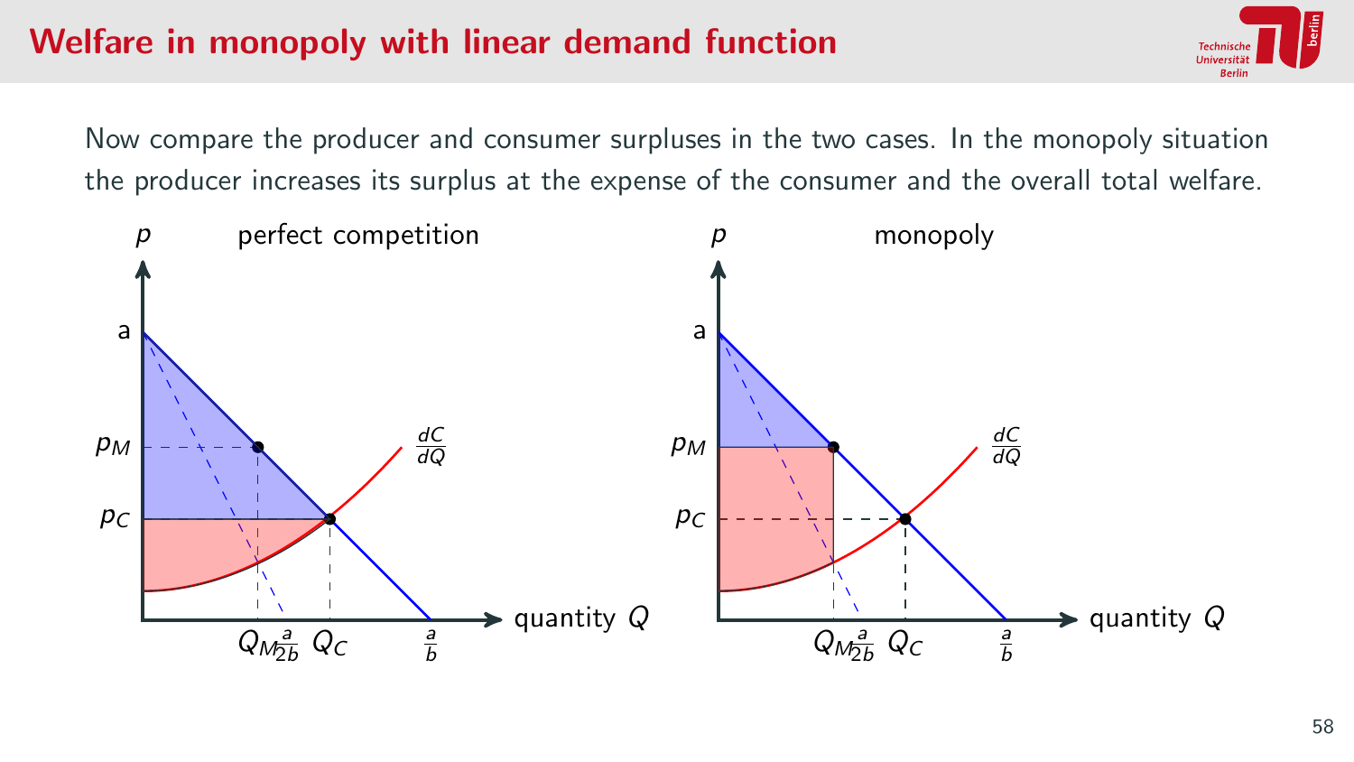# Welfare in monopoly with linear demand function

Now compare the producer and consumer surpluses in the two cases. In the monopoly situation the producer increases its surplus at the expense of the consumer and the overall total welfare.

perfect competition

$p$, $a$, $p_M$, $p_C$, $\frac{dC}{dQ}$, $Q_M$, $\frac{a}{2b}$, $Q_C$, $\frac{a}{b}$, quantity $Q$

monopoly

$p$, $a$, $p_M$, $p_C$, $\frac{dC}{dQ}$, $Q_M$, $\frac{a}{2b}$, $Q_C$, $\frac{a}{b}$, quantity $Q$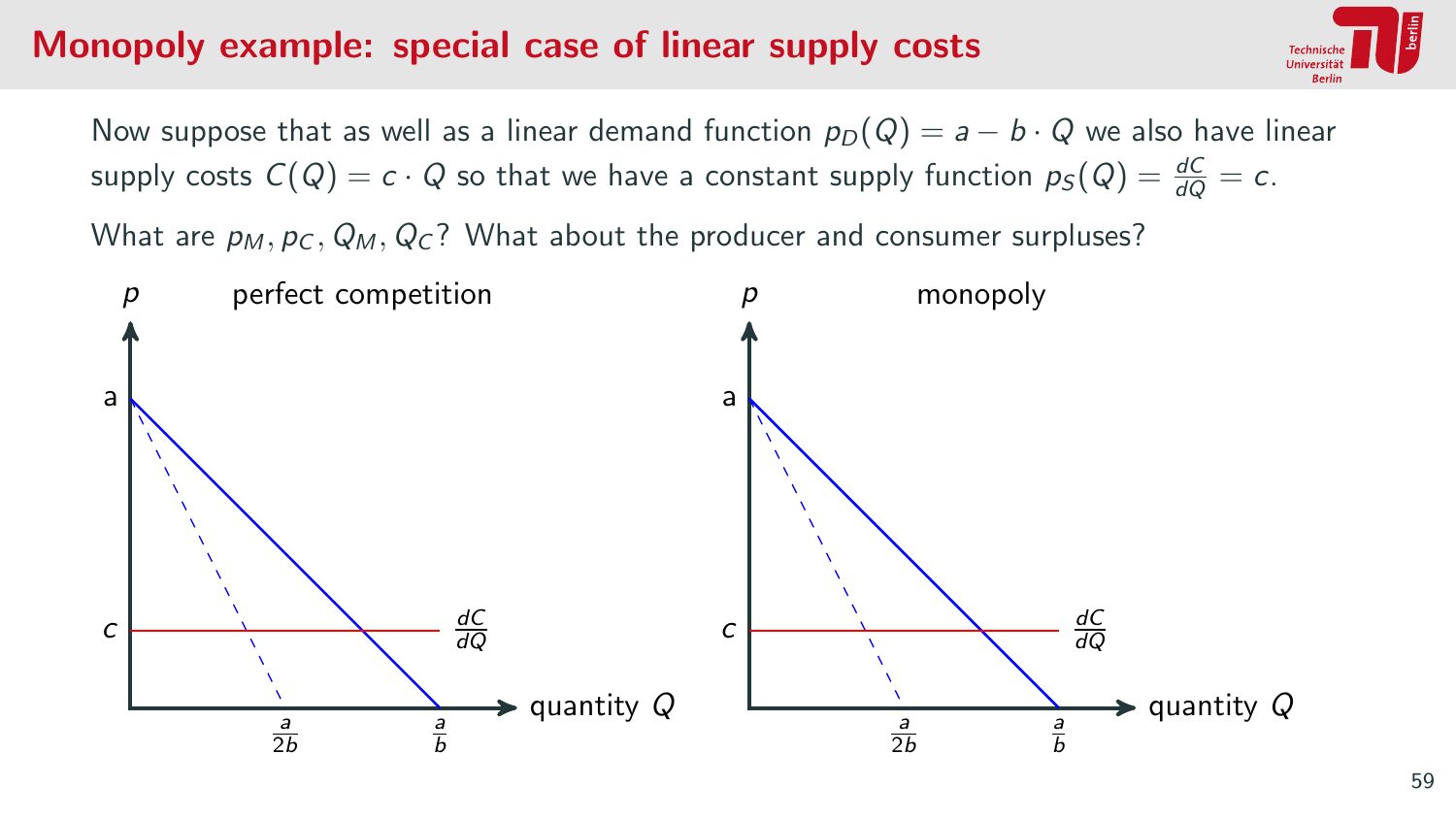# Monopoly example: special case of linear supply costs

Now suppose that as well as a linear demand function $p_D(Q) = a - b \cdot Q$ we also have linear supply costs $C(Q) = c \cdot Q$ so that we have a constant supply function $p_S(Q) = \frac{dC}{dQ} = c$.

What are $p_M, p_C, Q_M, Q_C$? What about the producer and consumer surpluses?

perfect competition

monopoly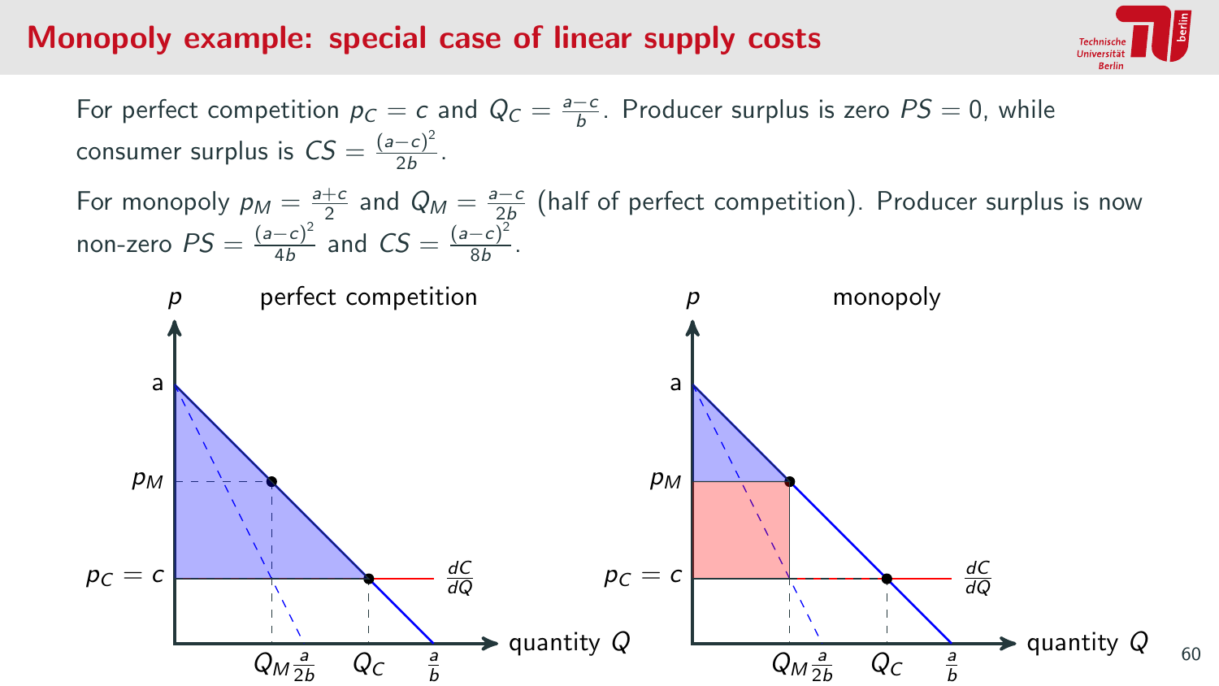# Monopoly example: special case of linear supply costs

For perfect competition $p_C = c$ and $Q_C = \frac{a-c}{b}$. Producer surplus is zero $PS = 0$, while consumer surplus is $CS = \frac{(a-c)^2}{2b}$.

For monopoly $p_M = \frac{a+c}{2}$ and $Q_M = \frac{a-c}{2b}$ (half of perfect competition). Producer surplus is now non-zero $PS = \frac{(a-c)^2}{4b}$ and $CS = \frac{(a-c)^2}{8b}$.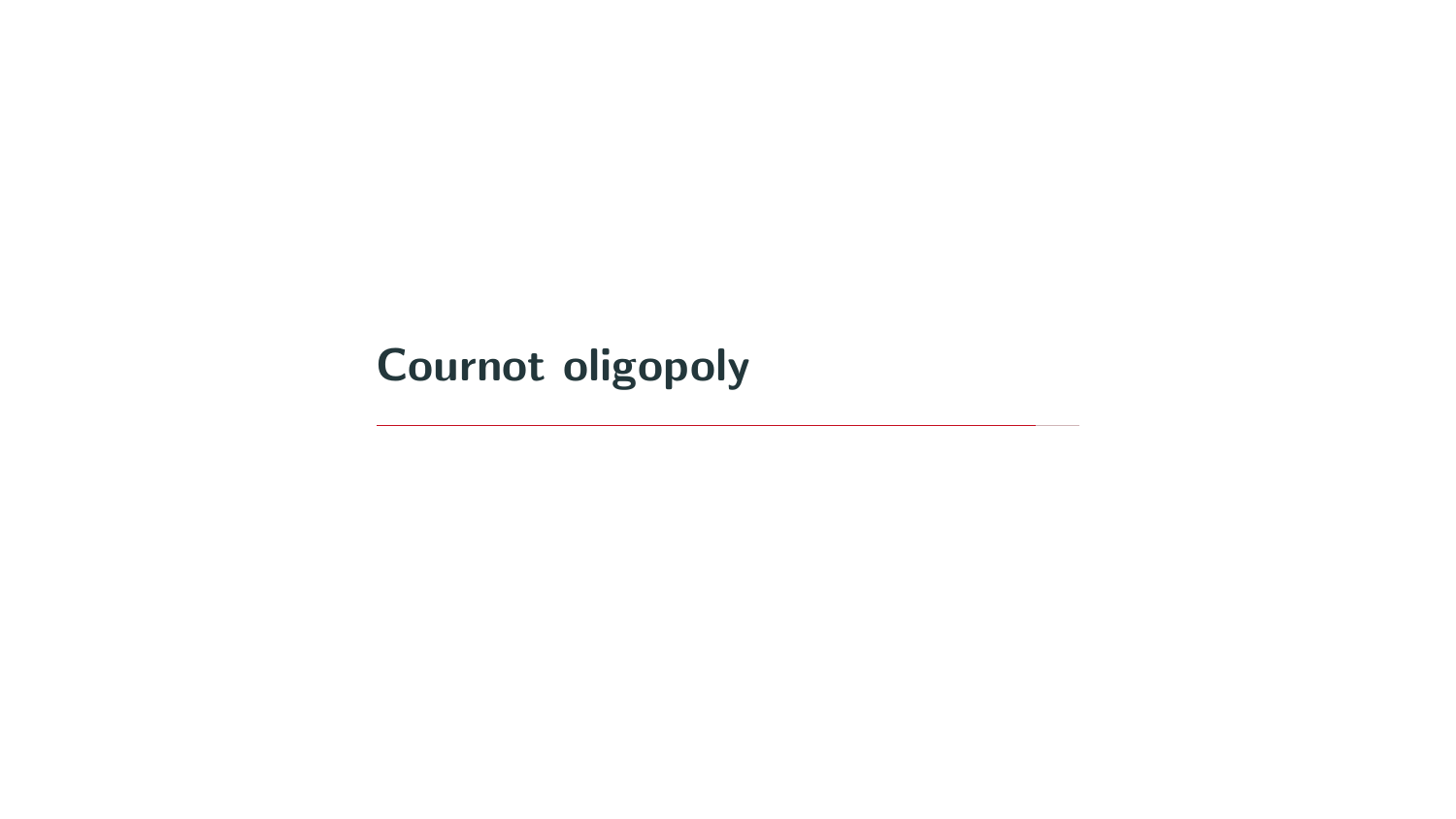# Cournot oligopoly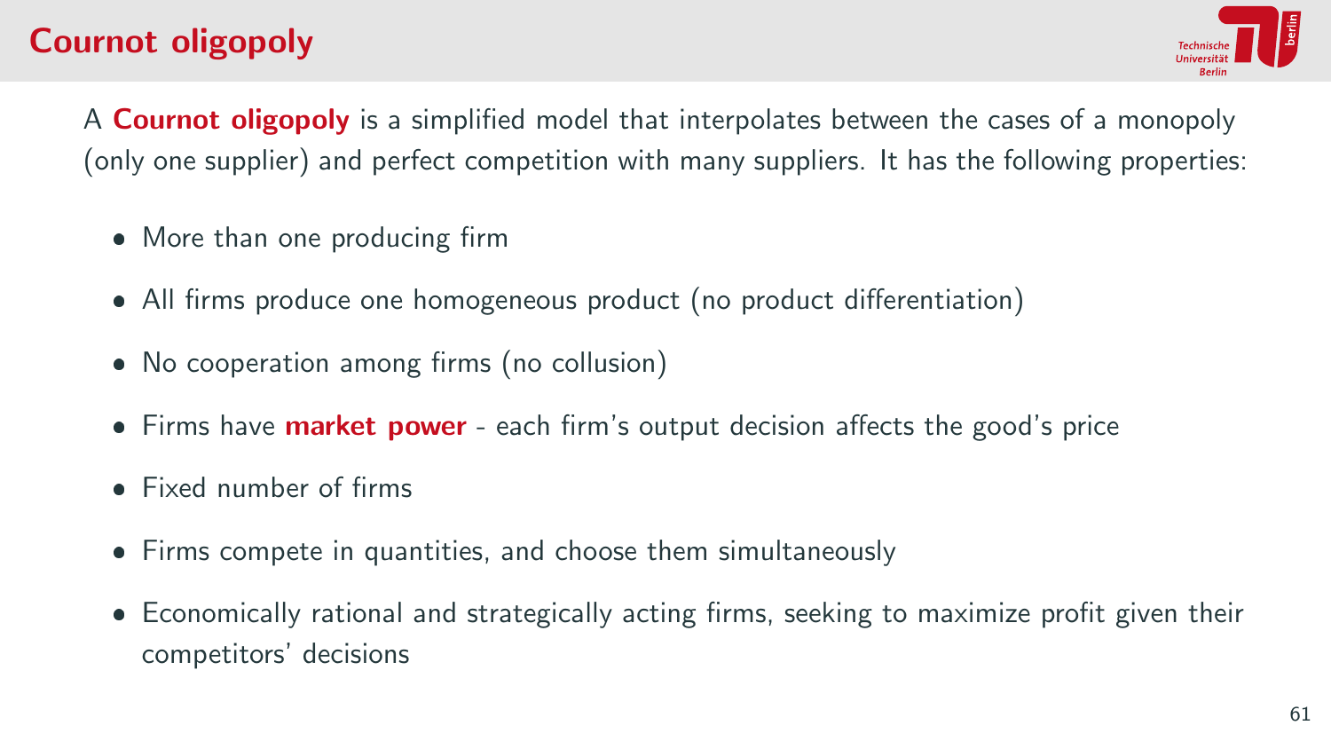# Cournot oligopoly

A **Cournot oligopoly** is a simplified model that interpolates between the cases of a monopoly (only one supplier) and perfect competition with many suppliers. It has the following properties:

- More than one producing firm
- All firms produce one homogeneous product (no product differentiation)
- No cooperation among firms (no collusion)
- Firms have **market power** - each firm's output decision affects the good's price
- Fixed number of firms
- Firms compete in quantities, and choose them simultaneously
- Economically rational and strategically acting firms, seeking to maximize profit given their competitors' decisions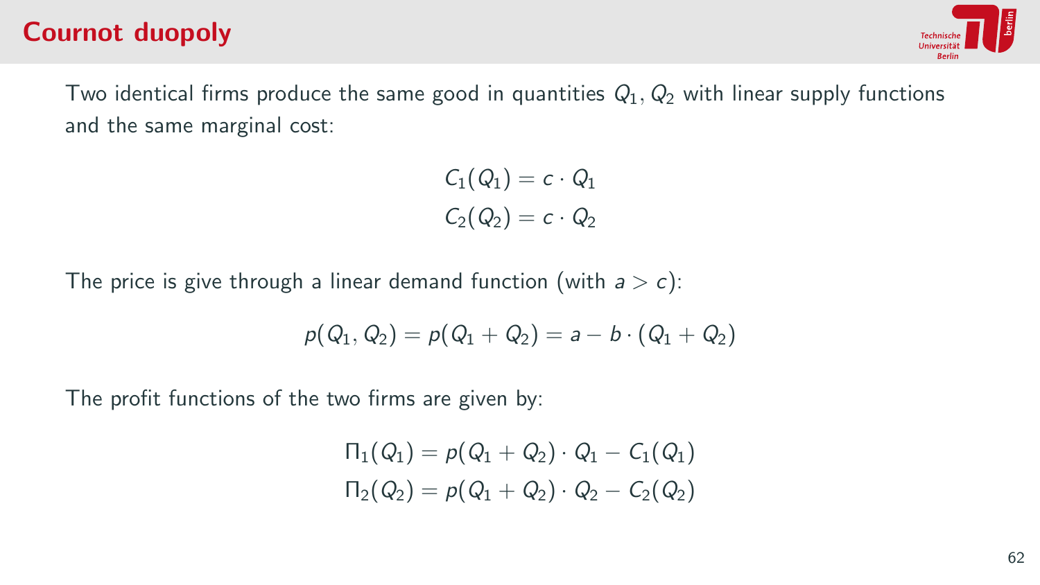# Cournot duopoly

Two identical firms produce the same good in quantities $Q_1, Q_2$ with linear supply functions and the same marginal cost:

$$C_1(Q_1) = c \cdot Q_1$$
$$C_2(Q_2) = c \cdot Q_2$$

The price is give through a linear demand function (with $a > c$):

$$p(Q_1, Q_2) = p(Q_1 + Q_2) = a - b \cdot (Q_1 + Q_2)$$

The profit functions of the two firms are given by:

$$\Pi_1(Q_1) = p(Q_1 + Q_2) \cdot Q_1 - C_1(Q_1)$$
$$\Pi_2(Q_2) = p(Q_1 + Q_2) \cdot Q_2 - C_2(Q_2)$$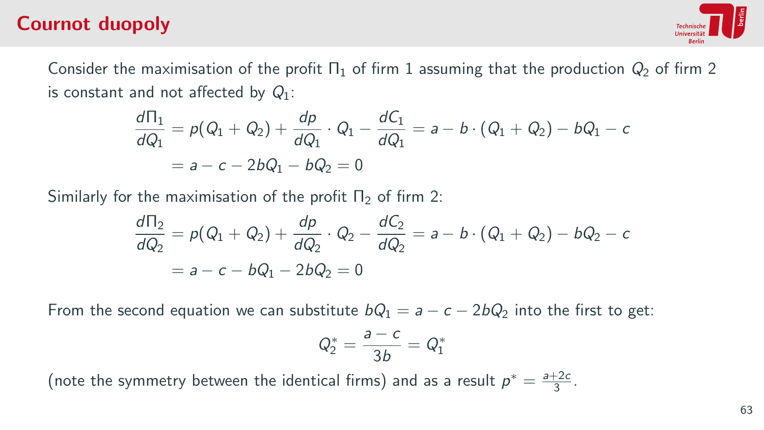# Cournot duopoly

Consider the maximisation of the profit $\Pi_1$ of firm 1 assuming that the production $Q_2$ of firm 2 is constant and not affected by $Q_1$:

$$\frac{d\Pi_1}{dQ_1} = p(Q_1 + Q_2) + \frac{dp}{dQ_1} \cdot Q_1 - \frac{dC_1}{dQ_1} = a - b \cdot (Q_1 + Q_2) - bQ_1 - c$$

$$= a - c - 2bQ_1 - bQ_2 = 0$$

Similarly for the maximisation of the profit $\Pi_2$ of firm 2:

$$\frac{d\Pi_2}{dQ_2} = p(Q_1 + Q_2) + \frac{dp}{dQ_2} \cdot Q_2 - \frac{dC_2}{dQ_2} = a - b \cdot (Q_1 + Q_2) - bQ_2 - c$$

$$= a - c - bQ_1 - 2bQ_2 = 0$$

From the second equation we can substitute $bQ_1 = a - c - 2bQ_2$ into the first to get:

$$Q_2^* = \frac{a - c}{3b} = Q_1^*$$

(note the symmetry between the identical firms) and as a result $p^* = \frac{a+2c}{3}$.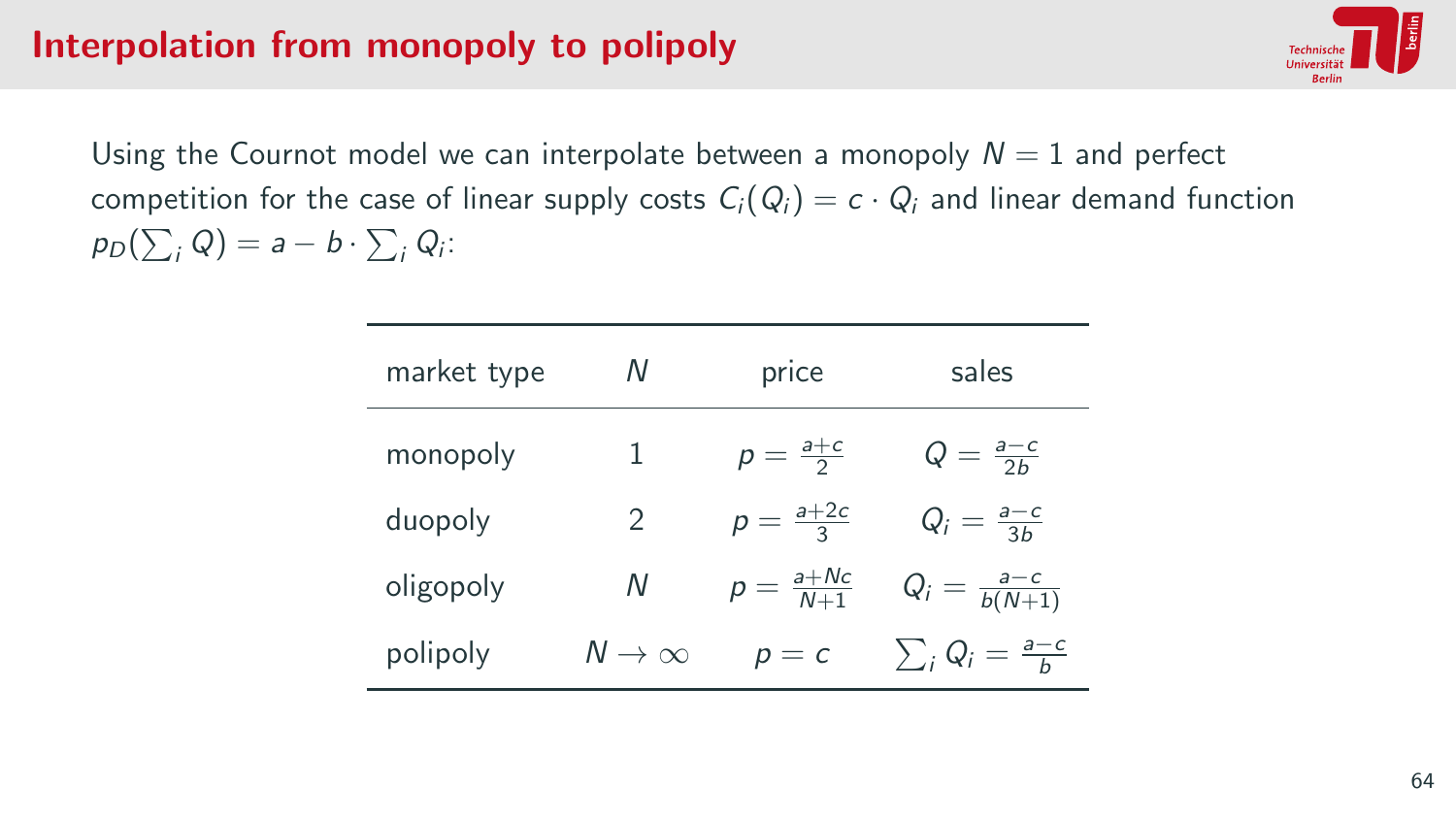# Interpolation from monopoly to polipoly

Using the Cournot model we can interpolate between a monopoly $N = 1$ and perfect competition for the case of linear supply costs $C_i(Q_i) = c \cdot Q_i$ and linear demand function $p_D(\sum_i Q) = a - b \cdot \sum_i Q_i$:

| market type | $N$ | price | sales |
|---|---|---|---|
| monopoly | 1 | $p = \frac{a+c}{2}$ | $Q = \frac{a-c}{2b}$ |
| duopoly | 2 | $p = \frac{a+2c}{3}$ | $Q_i = \frac{a-c}{3b}$ |
| oligopoly | $N$ | $p = \frac{a+Nc}{N+1}$ | $Q_i = \frac{a-c}{b(N+1)}$ |
| polipoly | $N \to \infty$ | $p = c$ | $\sum_i Q_i = \frac{a-c}{b}$ |